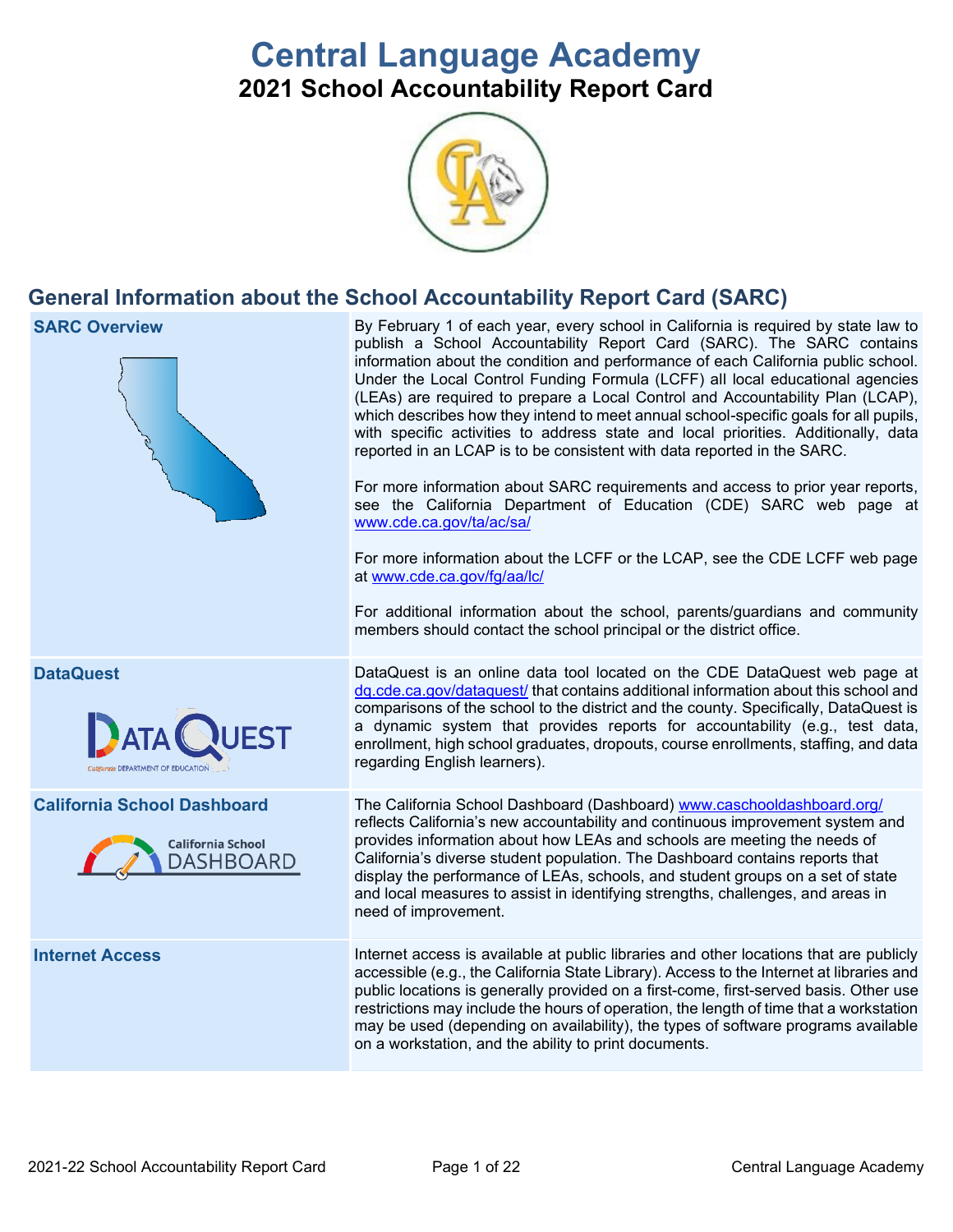# Central Language Academy

## 2021 School Accountability Report Card

## General Information about the School Accountability Report Card (SARC)

| | |
|---|---|
| **SARC Overview** | By February 1 of each year, every school in California is required by state law to publish a School Accountability Report Card (SARC). The SARC contains information about the condition and performance of each California public school. Under the Local Control Funding Formula (LCFF) all local educational agencies (LEAs) are required to prepare a Local Control and Accountability Plan (LCAP), which describes how they intend to meet annual school-specific goals for all pupils, with specific activities to address state and local priorities. Additionally, data reported in an LCAP is to be consistent with data reported in the SARC.<br><br>For more information about SARC requirements and access to prior year reports, see the California Department of Education (CDE) SARC web page at www.cde.ca.gov/ta/ac/sa/<br><br>For more information about the LCFF or the LCAP, see the CDE LCFF web page at www.cde.ca.gov/fg/aa/lc/<br><br>For additional information about the school, parents/guardians and community members should contact the school principal or the district office. |
| **DataQuest** | DataQuest is an online data tool located on the CDE DataQuest web page at dq.cde.ca.gov/dataquest/ that contains additional information about this school and comparisons of the school to the district and the county. Specifically, DataQuest is a dynamic system that provides reports for accountability (e.g., test data, enrollment, high school graduates, dropouts, course enrollments, staffing, and data regarding English learners). |
| **California School Dashboard** | The California School Dashboard (Dashboard) www.caschooldashboard.org/ reflects California's new accountability and continuous improvement system and provides information about how LEAs and schools are meeting the needs of California's diverse student population. The Dashboard contains reports that display the performance of LEAs, schools, and student groups on a set of state and local measures to assist in identifying strengths, challenges, and areas in need of improvement. |
| **Internet Access** | Internet access is available at public libraries and other locations that are publicly accessible (e.g., the California State Library). Access to the Internet at libraries and public locations is generally provided on a first-come, first-served basis. Other use restrictions may include the hours of operation, the length of time that a workstation may be used (depending on availability), the types of software programs available on a workstation, and the ability to print documents. |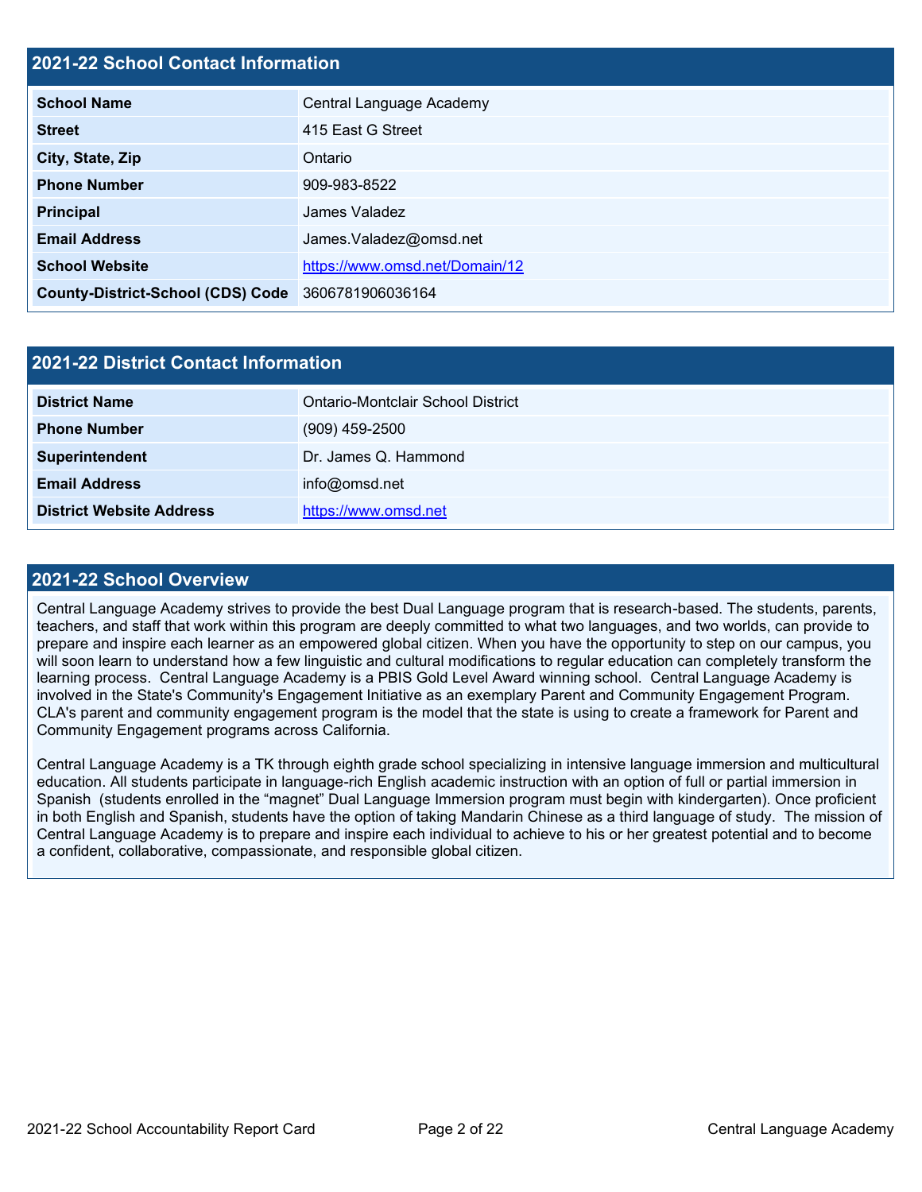## 2021-22 School Contact Information

| | |
|---|---|
| **School Name** | Central Language Academy |
| **Street** | 415 East G Street |
| **City, State, Zip** | Ontario |
| **Phone Number** | 909-983-8522 |
| **Principal** | James Valadez |
| **Email Address** | James.Valadez@omsd.net |
| **School Website** | https://www.omsd.net/Domain/12 |
| **County-District-School (CDS) Code** | 3606781906036164 |

## 2021-22 District Contact Information

| | |
|---|---|
| **District Name** | Ontario-Montclair School District |
| **Phone Number** | (909) 459-2500 |
| **Superintendent** | Dr. James Q. Hammond |
| **Email Address** | info@omsd.net |
| **District Website Address** | https://www.omsd.net |

## 2021-22 School Overview

Central Language Academy strives to provide the best Dual Language program that is research-based. The students, parents, teachers, and staff that work within this program are deeply committed to what two languages, and two worlds, can provide to prepare and inspire each learner as an empowered global citizen. When you have the opportunity to step on our campus, you will soon learn to understand how a few linguistic and cultural modifications to regular education can completely transform the learning process. Central Language Academy is a PBIS Gold Level Award winning school. Central Language Academy is involved in the State's Community's Engagement Initiative as an exemplary Parent and Community Engagement Program. CLA's parent and community engagement program is the model that the state is using to create a framework for Parent and Community Engagement programs across California.

Central Language Academy is a TK through eighth grade school specializing in intensive language immersion and multicultural education. All students participate in language-rich English academic instruction with an option of full or partial immersion in Spanish (students enrolled in the "magnet" Dual Language Immersion program must begin with kindergarten). Once proficient in both English and Spanish, students have the option of taking Mandarin Chinese as a third language of study. The mission of Central Language Academy is to prepare and inspire each individual to achieve to his or her greatest potential and to become a confident, collaborative, compassionate, and responsible global citizen.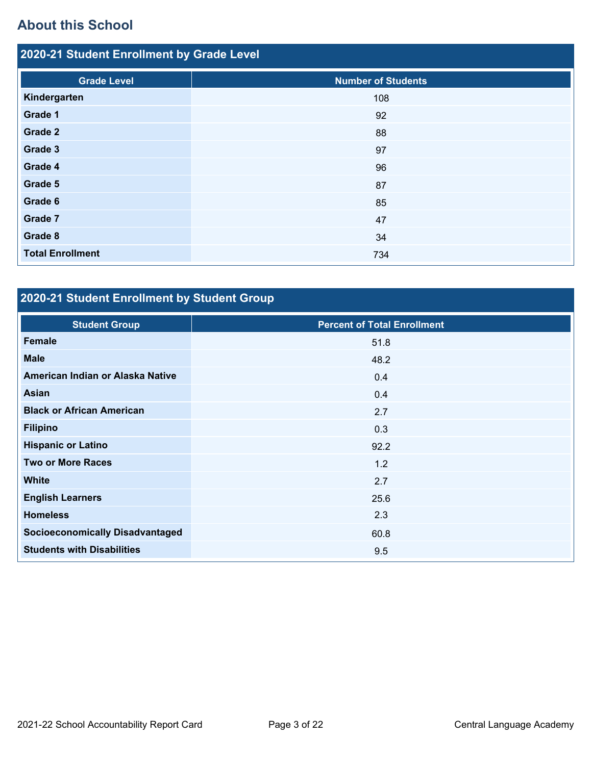## About this School

### 2020-21 Student Enrollment by Grade Level

| Grade Level | Number of Students |
|---|---|
| Kindergarten | 108 |
| Grade 1 | 92 |
| Grade 2 | 88 |
| Grade 3 | 97 |
| Grade 4 | 96 |
| Grade 5 | 87 |
| Grade 6 | 85 |
| Grade 7 | 47 |
| Grade 8 | 34 |
| Total Enrollment | 734 |

### 2020-21 Student Enrollment by Student Group

| Student Group | Percent of Total Enrollment |
|---|---|
| Female | 51.8 |
| Male | 48.2 |
| American Indian or Alaska Native | 0.4 |
| Asian | 0.4 |
| Black or African American | 2.7 |
| Filipino | 0.3 |
| Hispanic or Latino | 92.2 |
| Two or More Races | 1.2 |
| White | 2.7 |
| English Learners | 25.6 |
| Homeless | 2.3 |
| Socioeconomically Disadvantaged | 60.8 |
| Students with Disabilities | 9.5 |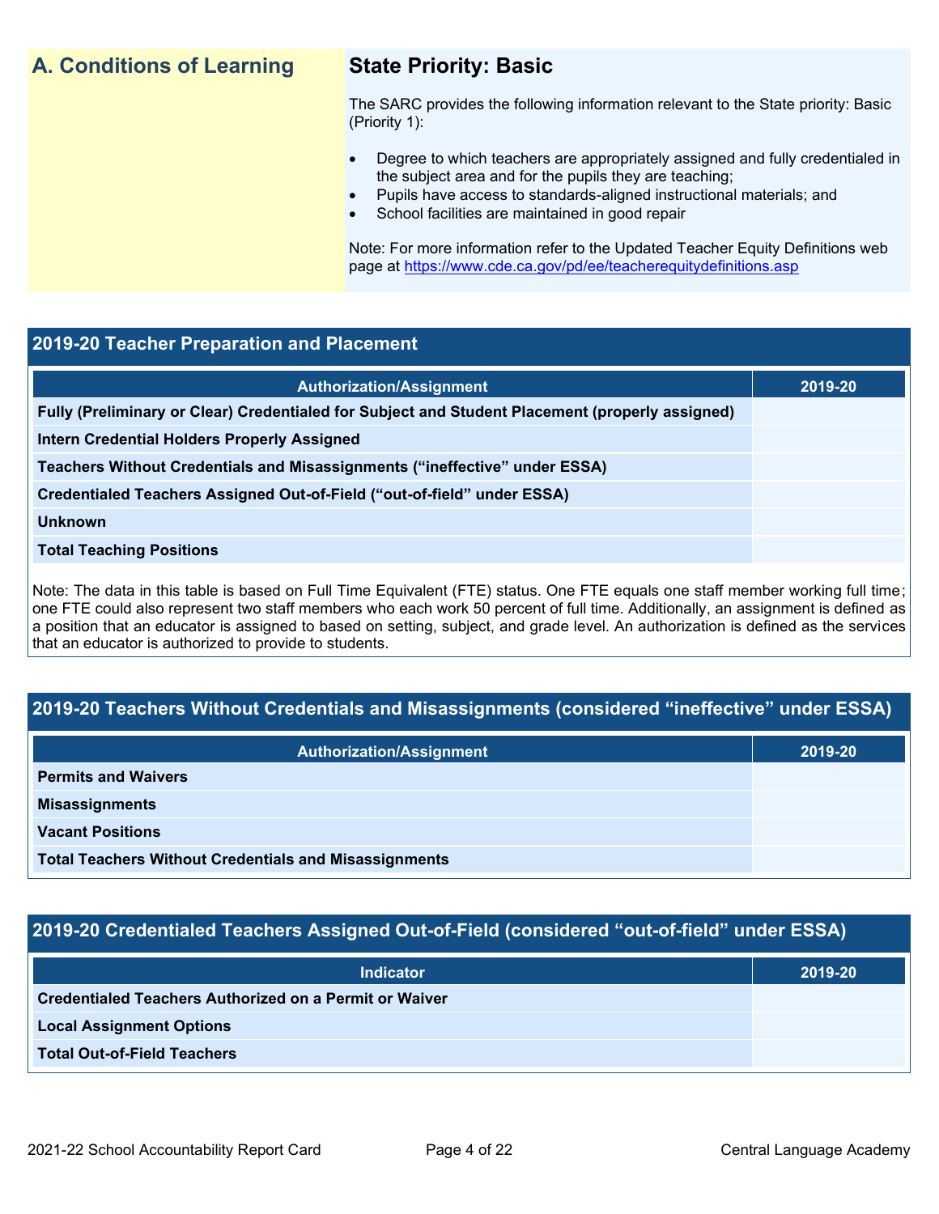## A. Conditions of Learning

### State Priority: Basic

The SARC provides the following information relevant to the State priority: Basic (Priority 1):

- Degree to which teachers are appropriately assigned and fully credentialed in the subject area and for the pupils they are teaching;
- Pupils have access to standards-aligned instructional materials; and
- School facilities are maintained in good repair

Note: For more information refer to the Updated Teacher Equity Definitions web page at https://www.cde.ca.gov/pd/ee/teacherequitydefinitions.asp

### 2019-20 Teacher Preparation and Placement

| Authorization/Assignment | 2019-20 |
| --- | --- |
| Fully (Preliminary or Clear) Credentialed for Subject and Student Placement (properly assigned) | |
| Intern Credential Holders Properly Assigned | |
| Teachers Without Credentials and Misassignments ("ineffective" under ESSA) | |
| Credentialed Teachers Assigned Out-of-Field ("out-of-field" under ESSA) | |
| Unknown | |
| Total Teaching Positions | |

Note: The data in this table is based on Full Time Equivalent (FTE) status. One FTE equals one staff member working full time; one FTE could also represent two staff members who each work 50 percent of full time. Additionally, an assignment is defined as a position that an educator is assigned to based on setting, subject, and grade level. An authorization is defined as the services that an educator is authorized to provide to students.

### 2019-20 Teachers Without Credentials and Misassignments (considered "ineffective" under ESSA)

| Authorization/Assignment | 2019-20 |
| --- | --- |
| Permits and Waivers | |
| Misassignments | |
| Vacant Positions | |
| Total Teachers Without Credentials and Misassignments | |

### 2019-20 Credentialed Teachers Assigned Out-of-Field (considered "out-of-field" under ESSA)

| Indicator | 2019-20 |
| --- | --- |
| Credentialed Teachers Authorized on a Permit or Waiver | |
| Local Assignment Options | |
| Total Out-of-Field Teachers | |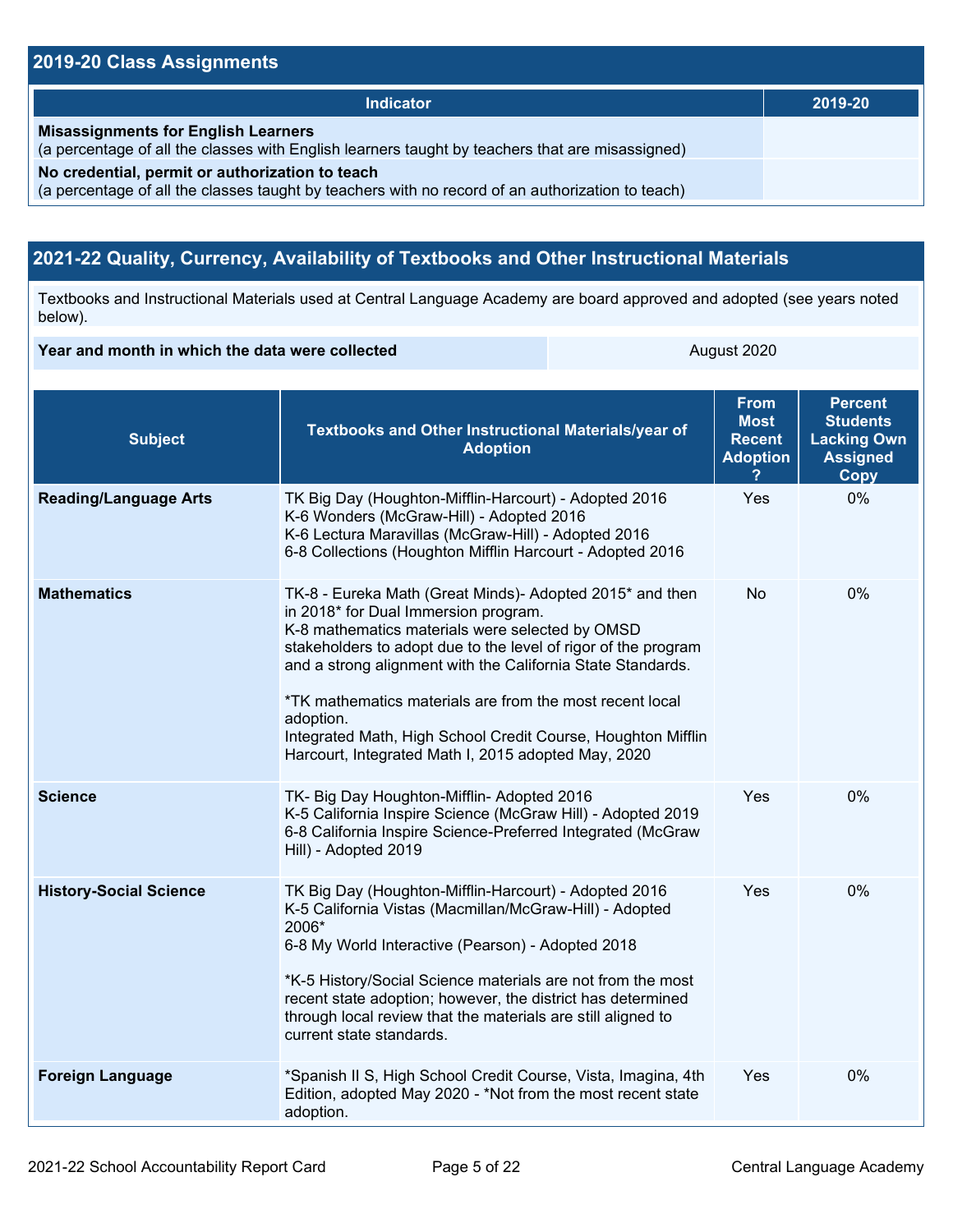## 2019-20 Class Assignments

| Indicator | 2019-20 |
|---|---|
| **Misassignments for English Learners**<br>(a percentage of all the classes with English learners taught by teachers that are misassigned) | |
| **No credential, permit or authorization to teach**<br>(a percentage of all the classes taught by teachers with no record of an authorization to teach) | |

## 2021-22 Quality, Currency, Availability of Textbooks and Other Instructional Materials

Textbooks and Instructional Materials used at Central Language Academy are board approved and adopted (see years noted below).

| Year and month in which the data were collected | August 2020 |
|---|---|

| Subject | Textbooks and Other Instructional Materials/year of Adoption | From Most Recent Adoption ? | Percent Students Lacking Own Assigned Copy |
|---|---|---|---|
| **Reading/Language Arts** | TK Big Day (Houghton-Mifflin-Harcourt) - Adopted 2016<br>K-6 Wonders (McGraw-Hill) - Adopted 2016<br>K-6 Lectura Maravillas (McGraw-Hill) - Adopted 2016<br>6-8 Collections (Houghton Mifflin Harcourt - Adopted 2016 | Yes | 0% |
| **Mathematics** | TK-8 - Eureka Math (Great Minds)- Adopted 2015* and then in 2018* for Dual Immersion program.<br>K-8 mathematics materials were selected by OMSD stakeholders to adopt due to the level of rigor of the program and a strong alignment with the California State Standards.<br><br>*TK mathematics materials are from the most recent local adoption.<br>Integrated Math, High School Credit Course, Houghton Mifflin Harcourt, Integrated Math I, 2015 adopted May, 2020 | No | 0% |
| **Science** | TK- Big Day Houghton-Mifflin- Adopted 2016<br>K-5 California Inspire Science (McGraw Hill) - Adopted 2019<br>6-8 California Inspire Science-Preferred Integrated (McGraw Hill) - Adopted 2019 | Yes | 0% |
| **History-Social Science** | TK Big Day (Houghton-Mifflin-Harcourt) - Adopted 2016<br>K-5 California Vistas (Macmillan/McGraw-Hill) - Adopted 2006*<br>6-8 My World Interactive (Pearson) - Adopted 2018<br><br>*K-5 History/Social Science materials are not from the most recent state adoption; however, the district has determined through local review that the materials are still aligned to current state standards. | Yes | 0% |
| **Foreign Language** | *Spanish II S, High School Credit Course, Vista, Imagina, 4th Edition, adopted May 2020 - *Not from the most recent state adoption. | Yes | 0% |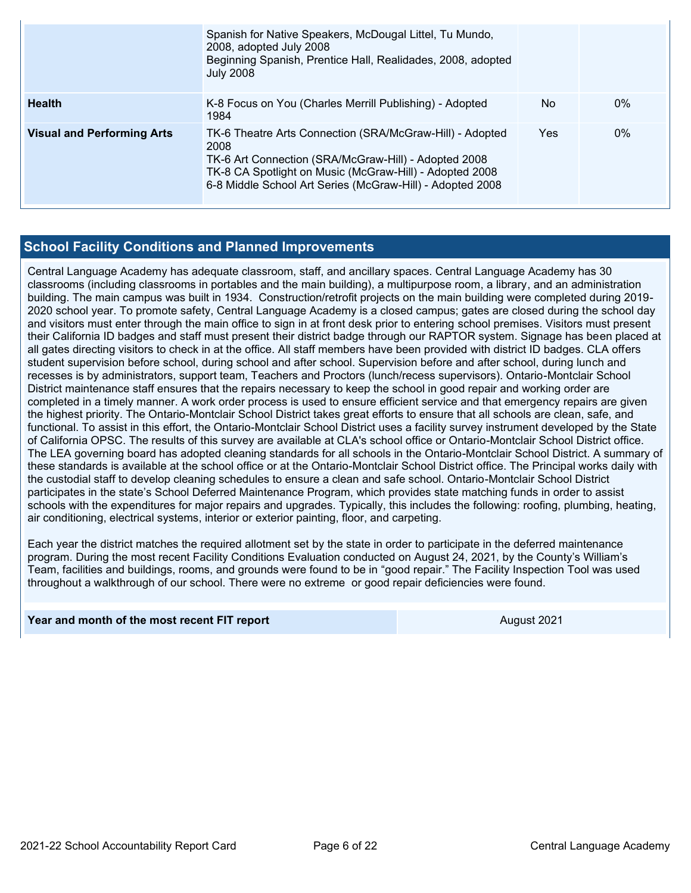|  |  |  |  |
|---|---|---|---|
|  | Spanish for Native Speakers, McDougal Littel, Tu Mundo, 2008, adopted July 2008<br>Beginning Spanish, Prentice Hall, Realidades, 2008, adopted July 2008 |  |  |
| **Health** | K-8 Focus on You (Charles Merrill Publishing) - Adopted 1984 | No | 0% |
| **Visual and Performing Arts** | TK-6 Theatre Arts Connection (SRA/McGraw-Hill) - Adopted 2008<br>TK-6 Art Connection (SRA/McGraw-Hill) - Adopted 2008<br>TK-8 CA Spotlight on Music (McGraw-Hill) - Adopted 2008<br>6-8 Middle School Art Series (McGraw-Hill) - Adopted 2008 | Yes | 0% |

## School Facility Conditions and Planned Improvements

Central Language Academy has adequate classroom, staff, and ancillary spaces. Central Language Academy has 30 classrooms (including classrooms in portables and the main building), a multipurpose room, a library, and an administration building. The main campus was built in 1934. Construction/retrofit projects on the main building were completed during 2019-2020 school year. To promote safety, Central Language Academy is a closed campus; gates are closed during the school day and visitors must enter through the main office to sign in at front desk prior to entering school premises. Visitors must present their California ID badges and staff must present their district badge through our RAPTOR system. Signage has been placed at all gates directing visitors to check in at the office. All staff members have been provided with district ID badges. CLA offers student supervision before school, during school and after school. Supervision before and after school, during lunch and recesses is by administrators, support team, Teachers and Proctors (lunch/recess supervisors). Ontario-Montclair School District maintenance staff ensures that the repairs necessary to keep the school in good repair and working order are completed in a timely manner. A work order process is used to ensure efficient service and that emergency repairs are given the highest priority. The Ontario-Montclair School District takes great efforts to ensure that all schools are clean, safe, and functional. To assist in this effort, the Ontario-Montclair School District uses a facility survey instrument developed by the State of California OPSC. The results of this survey are available at CLA's school office or Ontario-Montclair School District office. The LEA governing board has adopted cleaning standards for all schools in the Ontario-Montclair School District. A summary of these standards is available at the school office or at the Ontario-Montclair School District office. The Principal works daily with the custodial staff to develop cleaning schedules to ensure a clean and safe school. Ontario-Montclair School District participates in the state's School Deferred Maintenance Program, which provides state matching funds in order to assist schools with the expenditures for major repairs and upgrades. Typically, this includes the following: roofing, plumbing, heating, air conditioning, electrical systems, interior or exterior painting, floor, and carpeting.

Each year the district matches the required allotment set by the state in order to participate in the deferred maintenance program. During the most recent Facility Conditions Evaluation conducted on August 24, 2021, by the County's William's Team, facilities and buildings, rooms, and grounds were found to be in "good repair." The Facility Inspection Tool was used throughout a walkthrough of our school. There were no extreme or good repair deficiencies were found.

| **Year and month of the most recent FIT report** | August 2021 |
|---|---|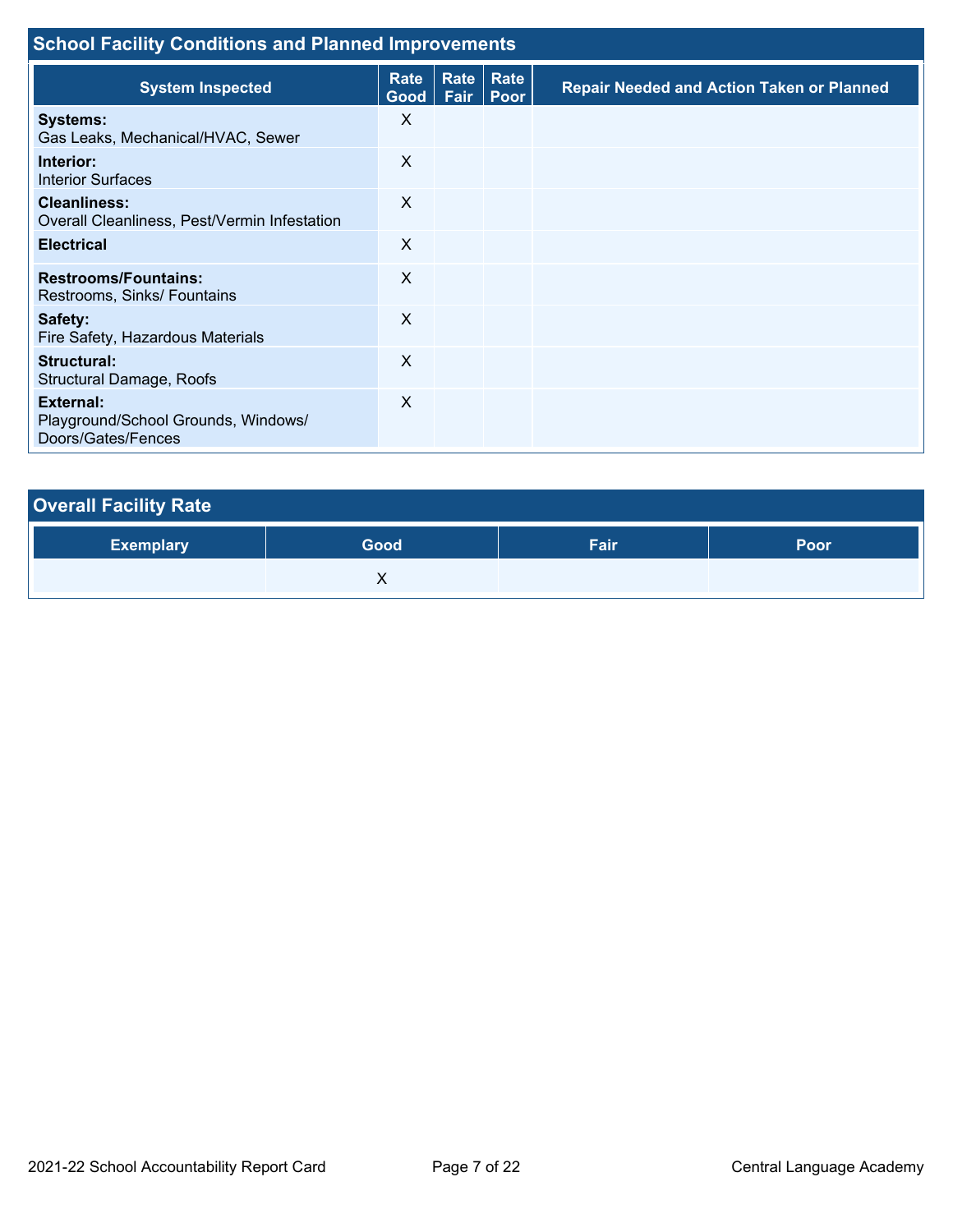## School Facility Conditions and Planned Improvements

| System Inspected | Rate Good | Rate Fair | Rate Poor | Repair Needed and Action Taken or Planned |
|---|---|---|---|---|
| **Systems:** Gas Leaks, Mechanical/HVAC, Sewer | X | | | |
| **Interior:** Interior Surfaces | X | | | |
| **Cleanliness:** Overall Cleanliness, Pest/Vermin Infestation | X | | | |
| **Electrical** | X | | | |
| **Restrooms/Fountains:** Restrooms, Sinks/ Fountains | X | | | |
| **Safety:** Fire Safety, Hazardous Materials | X | | | |
| **Structural:** Structural Damage, Roofs | X | | | |
| **External:** Playground/School Grounds, Windows/ Doors/Gates/Fences | X | | | |

## Overall Facility Rate

| Exemplary | Good | Fair | Poor |
|---|---|---|---|
| | X | | |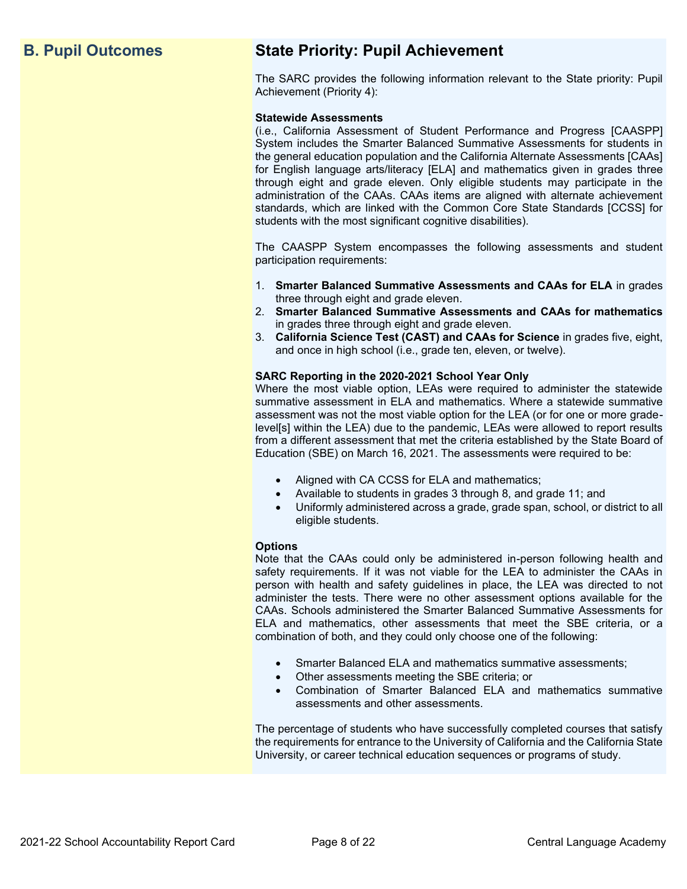## B. Pupil Outcomes

## State Priority: Pupil Achievement

The SARC provides the following information relevant to the State priority: Pupil Achievement (Priority 4):

**Statewide Assessments**
(i.e., California Assessment of Student Performance and Progress [CAASPP] System includes the Smarter Balanced Summative Assessments for students in the general education population and the California Alternate Assessments [CAAs] for English language arts/literacy [ELA] and mathematics given in grades three through eight and grade eleven. Only eligible students may participate in the administration of the CAAs. CAAs items are aligned with alternate achievement standards, which are linked with the Common Core State Standards [CCSS] for students with the most significant cognitive disabilities).

The CAASPP System encompasses the following assessments and student participation requirements:

1. **Smarter Balanced Summative Assessments and CAAs for ELA** in grades three through eight and grade eleven.
2. **Smarter Balanced Summative Assessments and CAAs for mathematics** in grades three through eight and grade eleven.
3. **California Science Test (CAST) and CAAs for Science** in grades five, eight, and once in high school (i.e., grade ten, eleven, or twelve).

**SARC Reporting in the 2020-2021 School Year Only**
Where the most viable option, LEAs were required to administer the statewide summative assessment in ELA and mathematics. Where a statewide summative assessment was not the most viable option for the LEA (or for one or more grade-level[s] within the LEA) due to the pandemic, LEAs were allowed to report results from a different assessment that met the criteria established by the State Board of Education (SBE) on March 16, 2021. The assessments were required to be:

- Aligned with CA CCSS for ELA and mathematics;
- Available to students in grades 3 through 8, and grade 11; and
- Uniformly administered across a grade, grade span, school, or district to all eligible students.

**Options**
Note that the CAAs could only be administered in-person following health and safety requirements. If it was not viable for the LEA to administer the CAAs in person with health and safety guidelines in place, the LEA was directed to not administer the tests. There were no other assessment options available for the CAAs. Schools administered the Smarter Balanced Summative Assessments for ELA and mathematics, other assessments that meet the SBE criteria, or a combination of both, and they could only choose one of the following:

- Smarter Balanced ELA and mathematics summative assessments;
- Other assessments meeting the SBE criteria; or
- Combination of Smarter Balanced ELA and mathematics summative assessments and other assessments.

The percentage of students who have successfully completed courses that satisfy the requirements for entrance to the University of California and the California State University, or career technical education sequences or programs of study.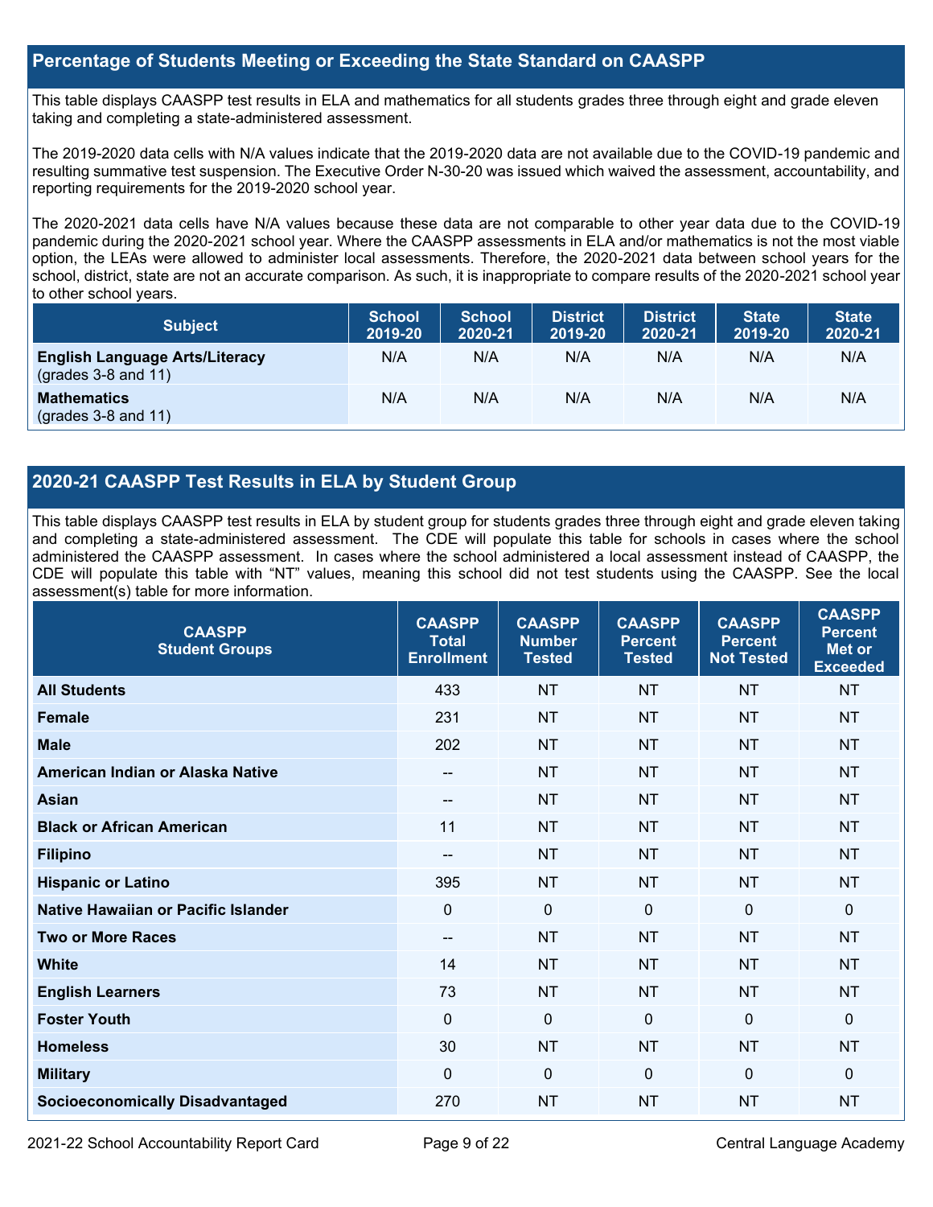## Percentage of Students Meeting or Exceeding the State Standard on CAASPP

This table displays CAASPP test results in ELA and mathematics for all students grades three through eight and grade eleven taking and completing a state-administered assessment.

The 2019-2020 data cells with N/A values indicate that the 2019-2020 data are not available due to the COVID-19 pandemic and resulting summative test suspension. The Executive Order N-30-20 was issued which waived the assessment, accountability, and reporting requirements for the 2019-2020 school year.

The 2020-2021 data cells have N/A values because these data are not comparable to other year data due to the COVID-19 pandemic during the 2020-2021 school year. Where the CAASPP assessments in ELA and/or mathematics is not the most viable option, the LEAs were allowed to administer local assessments. Therefore, the 2020-2021 data between school years for the school, district, state are not an accurate comparison. As such, it is inappropriate to compare results of the 2020-2021 school year to other school years.

| Subject | School 2019-20 | School 2020-21 | District 2019-20 | District 2020-21 | State 2019-20 | State 2020-21 |
|---|---|---|---|---|---|---|
| **English Language Arts/Literacy** (grades 3-8 and 11) | N/A | N/A | N/A | N/A | N/A | N/A |
| **Mathematics** (grades 3-8 and 11) | N/A | N/A | N/A | N/A | N/A | N/A |

## 2020-21 CAASPP Test Results in ELA by Student Group

This table displays CAASPP test results in ELA by student group for students grades three through eight and grade eleven taking and completing a state-administered assessment. The CDE will populate this table for schools in cases where the school administered the CAASPP assessment. In cases where the school administered a local assessment instead of CAASPP, the CDE will populate this table with "NT" values, meaning this school did not test students using the CAASPP. See the local assessment(s) table for more information.

| CAASPP Student Groups | CAASPP Total Enrollment | CAASPP Number Tested | CAASPP Percent Tested | CAASPP Percent Not Tested | CAASPP Percent Met or Exceeded |
|---|---|---|---|---|---|
| **All Students** | 433 | NT | NT | NT | NT |
| **Female** | 231 | NT | NT | NT | NT |
| **Male** | 202 | NT | NT | NT | NT |
| **American Indian or Alaska Native** | -- | NT | NT | NT | NT |
| **Asian** | -- | NT | NT | NT | NT |
| **Black or African American** | 11 | NT | NT | NT | NT |
| **Filipino** | -- | NT | NT | NT | NT |
| **Hispanic or Latino** | 395 | NT | NT | NT | NT |
| **Native Hawaiian or Pacific Islander** | 0 | 0 | 0 | 0 | 0 |
| **Two or More Races** | -- | NT | NT | NT | NT |
| **White** | 14 | NT | NT | NT | NT |
| **English Learners** | 73 | NT | NT | NT | NT |
| **Foster Youth** | 0 | 0 | 0 | 0 | 0 |
| **Homeless** | 30 | NT | NT | NT | NT |
| **Military** | 0 | 0 | 0 | 0 | 0 |
| **Socioeconomically Disadvantaged** | 270 | NT | NT | NT | NT |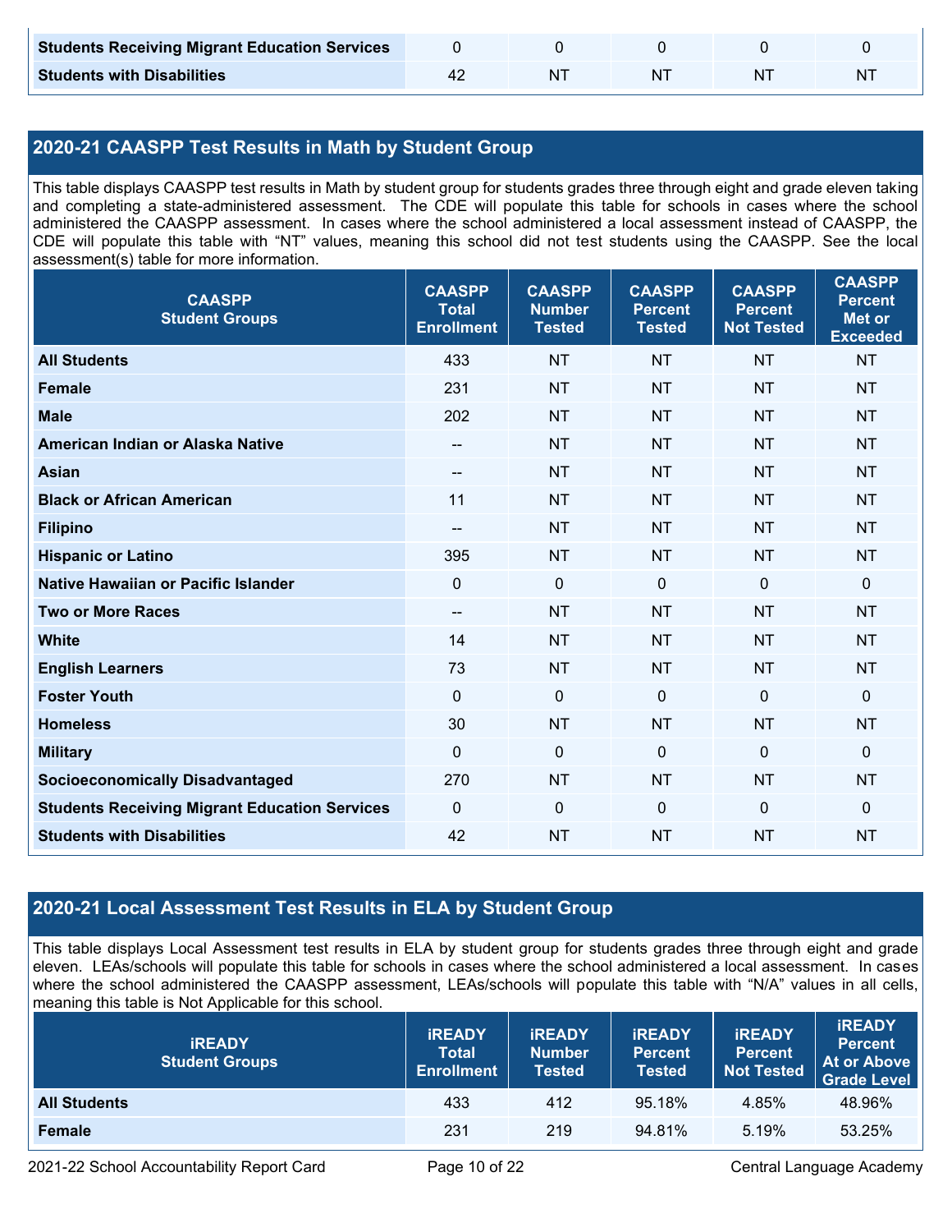| | | | | | |
|---|---|---|---|---|---|
| **Students Receiving Migrant Education Services** | 0 | 0 | 0 | 0 | 0 |
| **Students with Disabilities** | 42 | NT | NT | NT | NT |

## 2020-21 CAASPP Test Results in Math by Student Group

This table displays CAASPP test results in Math by student group for students grades three through eight and grade eleven taking and completing a state-administered assessment. The CDE will populate this table for schools in cases where the school administered the CAASPP assessment. In cases where the school administered a local assessment instead of CAASPP, the CDE will populate this table with "NT" values, meaning this school did not test students using the CAASPP. See the local assessment(s) table for more information.

| CAASPP Student Groups | CAASPP Total Enrollment | CAASPP Number Tested | CAASPP Percent Tested | CAASPP Percent Not Tested | CAASPP Percent Met or Exceeded |
|---|---|---|---|---|---|
| **All Students** | 433 | NT | NT | NT | NT |
| **Female** | 231 | NT | NT | NT | NT |
| **Male** | 202 | NT | NT | NT | NT |
| **American Indian or Alaska Native** | -- | NT | NT | NT | NT |
| **Asian** | -- | NT | NT | NT | NT |
| **Black or African American** | 11 | NT | NT | NT | NT |
| **Filipino** | -- | NT | NT | NT | NT |
| **Hispanic or Latino** | 395 | NT | NT | NT | NT |
| **Native Hawaiian or Pacific Islander** | 0 | 0 | 0 | 0 | 0 |
| **Two or More Races** | -- | NT | NT | NT | NT |
| **White** | 14 | NT | NT | NT | NT |
| **English Learners** | 73 | NT | NT | NT | NT |
| **Foster Youth** | 0 | 0 | 0 | 0 | 0 |
| **Homeless** | 30 | NT | NT | NT | NT |
| **Military** | 0 | 0 | 0 | 0 | 0 |
| **Socioeconomically Disadvantaged** | 270 | NT | NT | NT | NT |
| **Students Receiving Migrant Education Services** | 0 | 0 | 0 | 0 | 0 |
| **Students with Disabilities** | 42 | NT | NT | NT | NT |

## 2020-21 Local Assessment Test Results in ELA by Student Group

This table displays Local Assessment test results in ELA by student group for students grades three through eight and grade eleven. LEAs/schools will populate this table for schools in cases where the school administered a local assessment. In cases where the school administered the CAASPP assessment, LEAs/schools will populate this table with "N/A" values in all cells, meaning this table is Not Applicable for this school.

| iREADY Student Groups | iREADY Total Enrollment | iREADY Number Tested | iREADY Percent Tested | iREADY Percent Not Tested | iREADY Percent At or Above Grade Level |
|---|---|---|---|---|---|
| **All Students** | 433 | 412 | 95.18% | 4.85% | 48.96% |
| **Female** | 231 | 219 | 94.81% | 5.19% | 53.25% |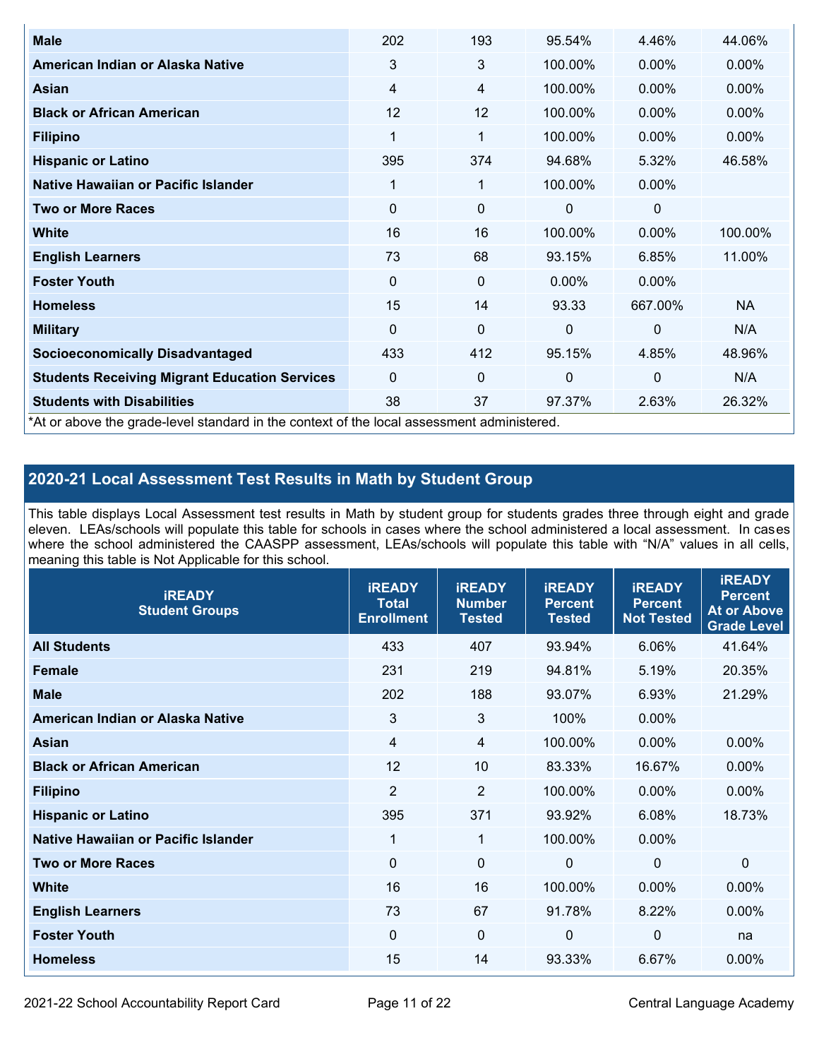| | | | | | |
|---|---|---|---|---|---|
| **Male** | 202 | 193 | 95.54% | 4.46% | 44.06% |
| **American Indian or Alaska Native** | 3 | 3 | 100.00% | 0.00% | 0.00% |
| **Asian** | 4 | 4 | 100.00% | 0.00% | 0.00% |
| **Black or African American** | 12 | 12 | 100.00% | 0.00% | 0.00% |
| **Filipino** | 1 | 1 | 100.00% | 0.00% | 0.00% |
| **Hispanic or Latino** | 395 | 374 | 94.68% | 5.32% | 46.58% |
| **Native Hawaiian or Pacific Islander** | 1 | 1 | 100.00% | 0.00% | |
| **Two or More Races** | 0 | 0 | 0 | 0 | |
| **White** | 16 | 16 | 100.00% | 0.00% | 100.00% |
| **English Learners** | 73 | 68 | 93.15% | 6.85% | 11.00% |
| **Foster Youth** | 0 | 0 | 0.00% | 0.00% | |
| **Homeless** | 15 | 14 | 93.33 | 667.00% | NA |
| **Military** | 0 | 0 | 0 | 0 | N/A |
| **Socioeconomically Disadvantaged** | 433 | 412 | 95.15% | 4.85% | 48.96% |
| **Students Receiving Migrant Education Services** | 0 | 0 | 0 | 0 | N/A |
| **Students with Disabilities** | 38 | 37 | 97.37% | 2.63% | 26.32% |

*At or above the grade-level standard in the context of the local assessment administered.

## 2020-21 Local Assessment Test Results in Math by Student Group

This table displays Local Assessment test results in Math by student group for students grades three through eight and grade eleven. LEAs/schools will populate this table for schools in cases where the school administered a local assessment. In cases where the school administered the CAASPP assessment, LEAs/schools will populate this table with "N/A" values in all cells, meaning this table is Not Applicable for this school.

| iREADY Student Groups | iREADY Total Enrollment | iREADY Number Tested | iREADY Percent Tested | iREADY Percent Not Tested | iREADY Percent At or Above Grade Level |
|---|---|---|---|---|---|
| **All Students** | 433 | 407 | 93.94% | 6.06% | 41.64% |
| **Female** | 231 | 219 | 94.81% | 5.19% | 20.35% |
| **Male** | 202 | 188 | 93.07% | 6.93% | 21.29% |
| **American Indian or Alaska Native** | 3 | 3 | 100% | 0.00% | |
| **Asian** | 4 | 4 | 100.00% | 0.00% | 0.00% |
| **Black or African American** | 12 | 10 | 83.33% | 16.67% | 0.00% |
| **Filipino** | 2 | 2 | 100.00% | 0.00% | 0.00% |
| **Hispanic or Latino** | 395 | 371 | 93.92% | 6.08% | 18.73% |
| **Native Hawaiian or Pacific Islander** | 1 | 1 | 100.00% | 0.00% | |
| **Two or More Races** | 0 | 0 | 0 | 0 | 0 |
| **White** | 16 | 16 | 100.00% | 0.00% | 0.00% |
| **English Learners** | 73 | 67 | 91.78% | 8.22% | 0.00% |
| **Foster Youth** | 0 | 0 | 0 | 0 | na |
| **Homeless** | 15 | 14 | 93.33% | 6.67% | 0.00% |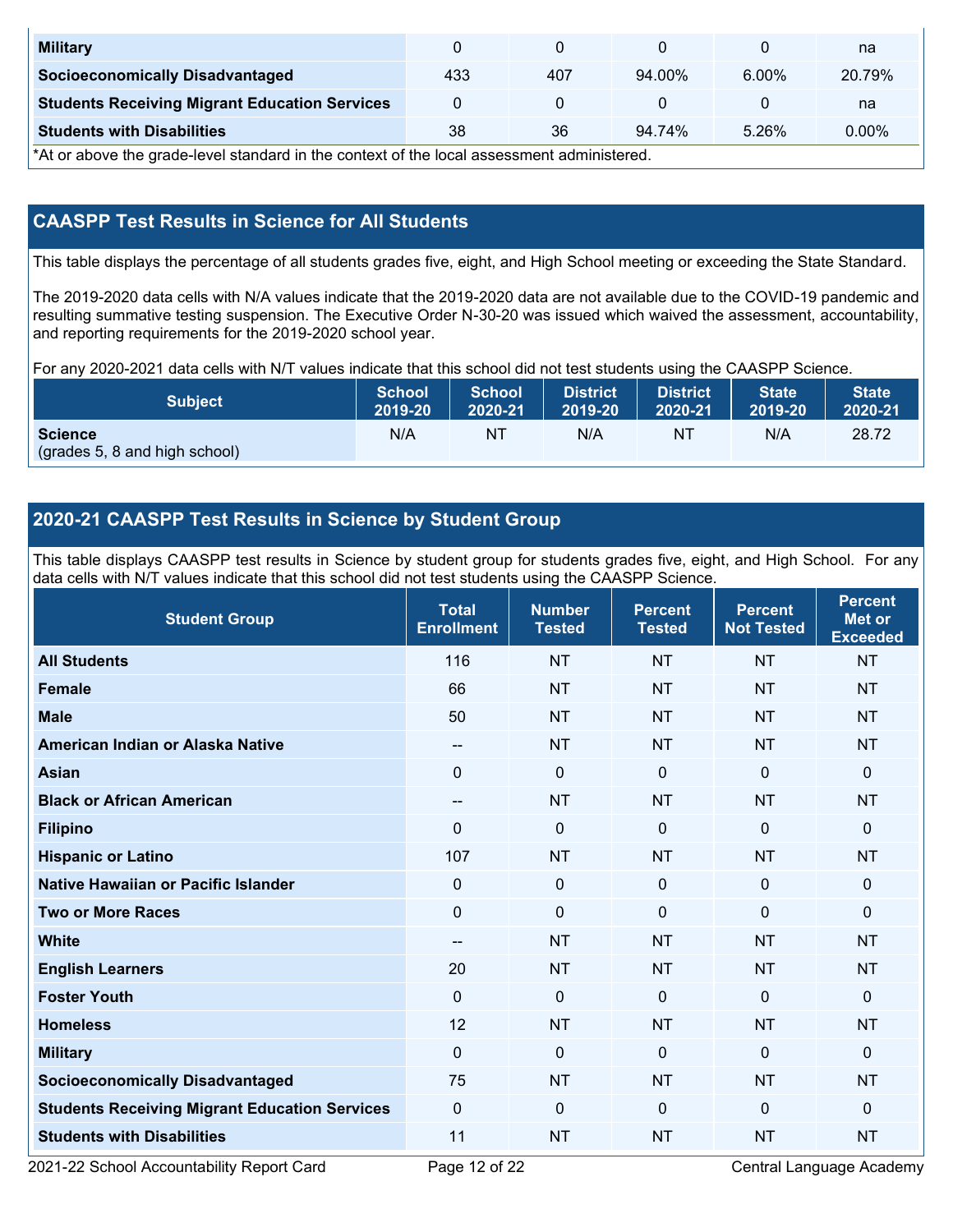| Military | 0 | 0 | 0 | 0 | na |
|---|---|---|---|---|---|
| Socioeconomically Disadvantaged | 433 | 407 | 94.00% | 6.00% | 20.79% |
| Students Receiving Migrant Education Services | 0 | 0 | 0 | 0 | na |
| Students with Disabilities | 38 | 36 | 94.74% | 5.26% | 0.00% |

*At or above the grade-level standard in the context of the local assessment administered.

## CAASPP Test Results in Science for All Students

This table displays the percentage of all students grades five, eight, and High School meeting or exceeding the State Standard.

The 2019-2020 data cells with N/A values indicate that the 2019-2020 data are not available due to the COVID-19 pandemic and resulting summative testing suspension. The Executive Order N-30-20 was issued which waived the assessment, accountability, and reporting requirements for the 2019-2020 school year.

For any 2020-2021 data cells with N/T values indicate that this school did not test students using the CAASPP Science.

| Subject | School 2019-20 | School 2020-21 | District 2019-20 | District 2020-21 | State 2019-20 | State 2020-21 |
|---|---|---|---|---|---|---|
| **Science** (grades 5, 8 and high school) | N/A | NT | N/A | NT | N/A | 28.72 |

## 2020-21 CAASPP Test Results in Science by Student Group

This table displays CAASPP test results in Science by student group for students grades five, eight, and High School. For any data cells with N/T values indicate that this school did not test students using the CAASPP Science.

| Student Group | Total Enrollment | Number Tested | Percent Tested | Percent Not Tested | Percent Met or Exceeded |
|---|---|---|---|---|---|
| **All Students** | 116 | NT | NT | NT | NT |
| **Female** | 66 | NT | NT | NT | NT |
| **Male** | 50 | NT | NT | NT | NT |
| **American Indian or Alaska Native** | -- | NT | NT | NT | NT |
| **Asian** | 0 | 0 | 0 | 0 | 0 |
| **Black or African American** | -- | NT | NT | NT | NT |
| **Filipino** | 0 | 0 | 0 | 0 | 0 |
| **Hispanic or Latino** | 107 | NT | NT | NT | NT |
| **Native Hawaiian or Pacific Islander** | 0 | 0 | 0 | 0 | 0 |
| **Two or More Races** | 0 | 0 | 0 | 0 | 0 |
| **White** | -- | NT | NT | NT | NT |
| **English Learners** | 20 | NT | NT | NT | NT |
| **Foster Youth** | 0 | 0 | 0 | 0 | 0 |
| **Homeless** | 12 | NT | NT | NT | NT |
| **Military** | 0 | 0 | 0 | 0 | 0 |
| **Socioeconomically Disadvantaged** | 75 | NT | NT | NT | NT |
| **Students Receiving Migrant Education Services** | 0 | 0 | 0 | 0 | 0 |
| **Students with Disabilities** | 11 | NT | NT | NT | NT |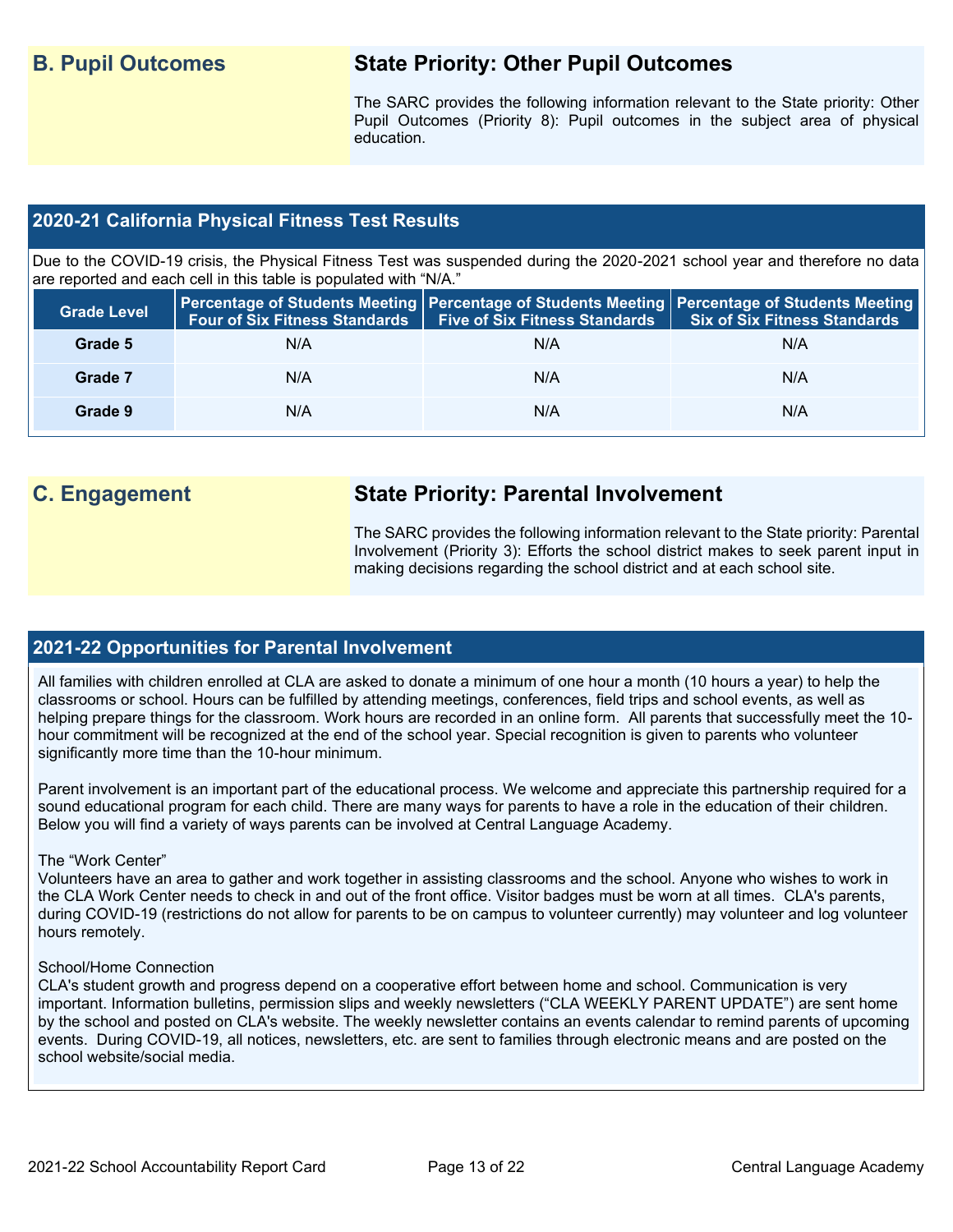## B. Pupil Outcomes

### State Priority: Other Pupil Outcomes

The SARC provides the following information relevant to the State priority: Other Pupil Outcomes (Priority 8): Pupil outcomes in the subject area of physical education.

### 2020-21 California Physical Fitness Test Results

Due to the COVID-19 crisis, the Physical Fitness Test was suspended during the 2020-2021 school year and therefore no data are reported and each cell in this table is populated with "N/A."

| Grade Level | Percentage of Students Meeting Four of Six Fitness Standards | Percentage of Students Meeting Five of Six Fitness Standards | Percentage of Students Meeting Six of Six Fitness Standards |
|---|---|---|---|
| Grade 5 | N/A | N/A | N/A |
| Grade 7 | N/A | N/A | N/A |
| Grade 9 | N/A | N/A | N/A |

## C. Engagement

### State Priority: Parental Involvement

The SARC provides the following information relevant to the State priority: Parental Involvement (Priority 3): Efforts the school district makes to seek parent input in making decisions regarding the school district and at each school site.

### 2021-22 Opportunities for Parental Involvement

All families with children enrolled at CLA are asked to donate a minimum of one hour a month (10 hours a year) to help the classrooms or school. Hours can be fulfilled by attending meetings, conferences, field trips and school events, as well as helping prepare things for the classroom. Work hours are recorded in an online form. All parents that successfully meet the 10-hour commitment will be recognized at the end of the school year. Special recognition is given to parents who volunteer significantly more time than the 10-hour minimum.

Parent involvement is an important part of the educational process. We welcome and appreciate this partnership required for a sound educational program for each child. There are many ways for parents to have a role in the education of their children. Below you will find a variety of ways parents can be involved at Central Language Academy.

The "Work Center"
Volunteers have an area to gather and work together in assisting classrooms and the school. Anyone who wishes to work in the CLA Work Center needs to check in and out of the front office. Visitor badges must be worn at all times. CLA's parents, during COVID-19 (restrictions do not allow for parents to be on campus to volunteer currently) may volunteer and log volunteer hours remotely.

School/Home Connection
CLA's student growth and progress depend on a cooperative effort between home and school. Communication is very important. Information bulletins, permission slips and weekly newsletters ("CLA WEEKLY PARENT UPDATE") are sent home by the school and posted on CLA's website. The weekly newsletter contains an events calendar to remind parents of upcoming events. During COVID-19, all notices, newsletters, etc. are sent to families through electronic means and are posted on the school website/social media.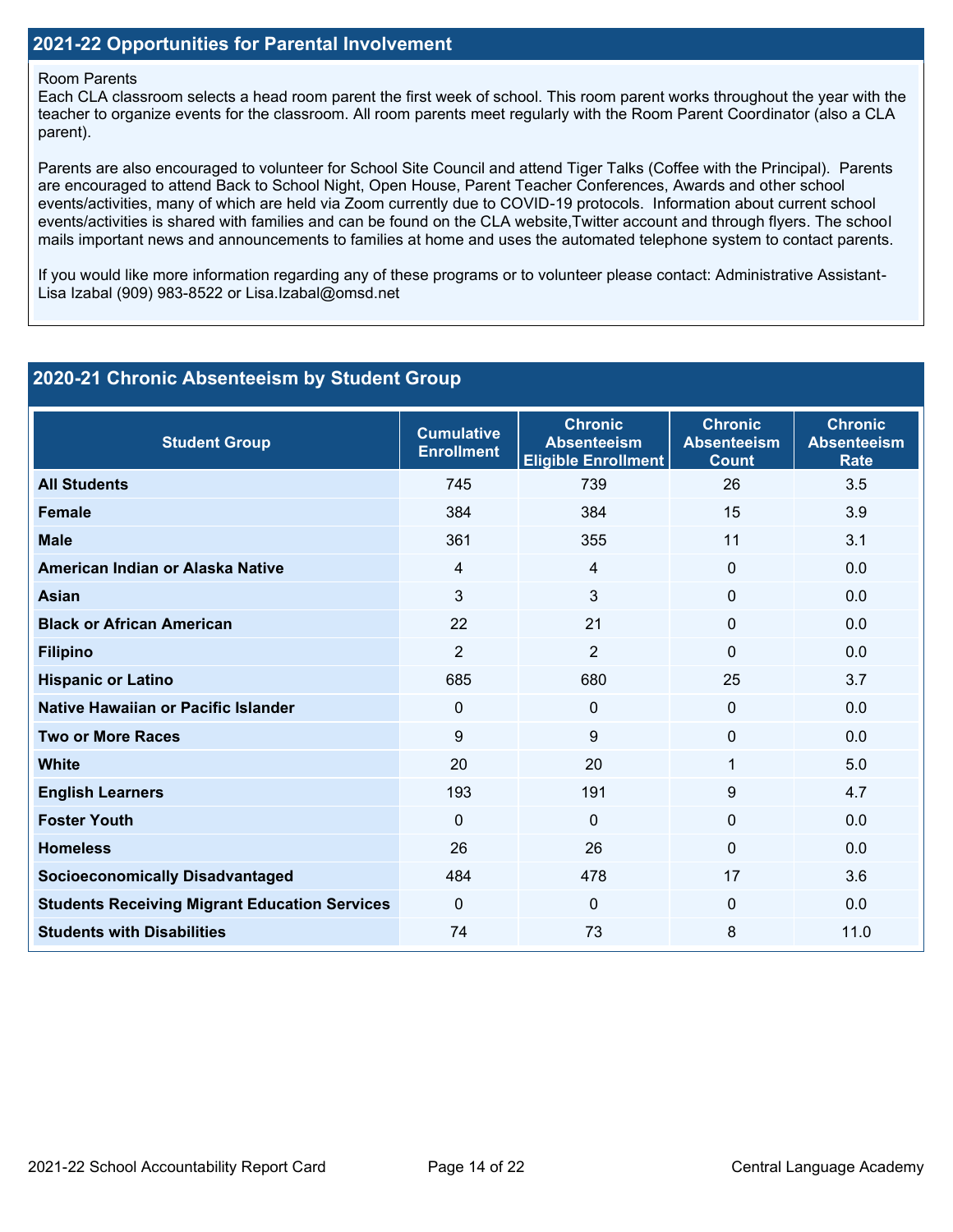## 2021-22 Opportunities for Parental Involvement

Room Parents
Each CLA classroom selects a head room parent the first week of school. This room parent works throughout the year with the teacher to organize events for the classroom. All room parents meet regularly with the Room Parent Coordinator (also a CLA parent).

Parents are also encouraged to volunteer for School Site Council and attend Tiger Talks (Coffee with the Principal). Parents are encouraged to attend Back to School Night, Open House, Parent Teacher Conferences, Awards and other school events/activities, many of which are held via Zoom currently due to COVID-19 protocols. Information about current school events/activities is shared with families and can be found on the CLA website,Twitter account and through flyers. The school mails important news and announcements to families at home and uses the automated telephone system to contact parents.

If you would like more information regarding any of these programs or to volunteer please contact: Administrative Assistant- Lisa Izabal (909) 983-8522 or Lisa.Izabal@omsd.net

## 2020-21 Chronic Absenteeism by Student Group

| Student Group | Cumulative Enrollment | Chronic Absenteeism Eligible Enrollment | Chronic Absenteeism Count | Chronic Absenteeism Rate |
|---|---|---|---|---|
| **All Students** | 745 | 739 | 26 | 3.5 |
| **Female** | 384 | 384 | 15 | 3.9 |
| **Male** | 361 | 355 | 11 | 3.1 |
| **American Indian or Alaska Native** | 4 | 4 | 0 | 0.0 |
| **Asian** | 3 | 3 | 0 | 0.0 |
| **Black or African American** | 22 | 21 | 0 | 0.0 |
| **Filipino** | 2 | 2 | 0 | 0.0 |
| **Hispanic or Latino** | 685 | 680 | 25 | 3.7 |
| **Native Hawaiian or Pacific Islander** | 0 | 0 | 0 | 0.0 |
| **Two or More Races** | 9 | 9 | 0 | 0.0 |
| **White** | 20 | 20 | 1 | 5.0 |
| **English Learners** | 193 | 191 | 9 | 4.7 |
| **Foster Youth** | 0 | 0 | 0 | 0.0 |
| **Homeless** | 26 | 26 | 0 | 0.0 |
| **Socioeconomically Disadvantaged** | 484 | 478 | 17 | 3.6 |
| **Students Receiving Migrant Education Services** | 0 | 0 | 0 | 0.0 |
| **Students with Disabilities** | 74 | 73 | 8 | 11.0 |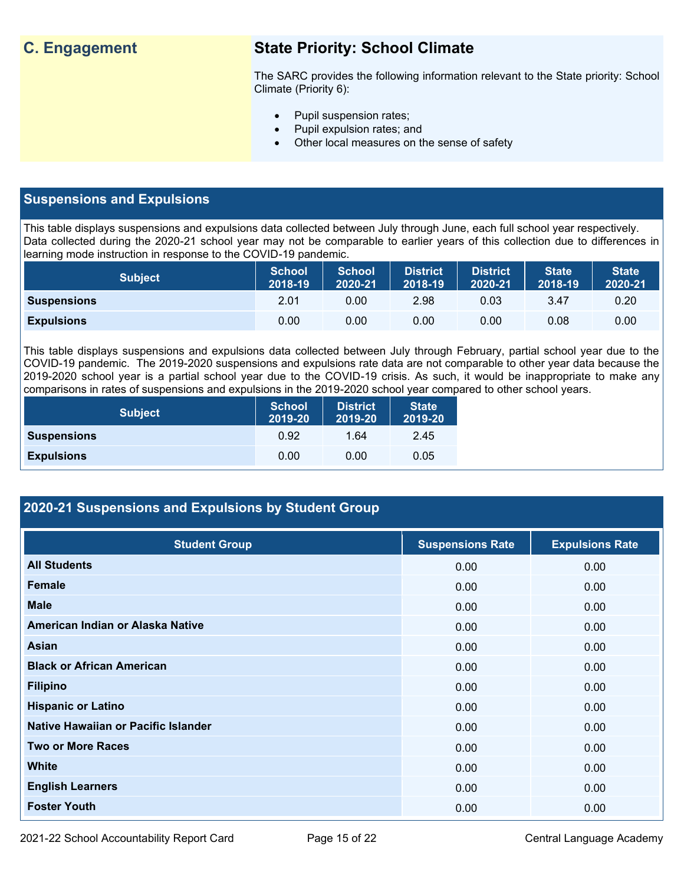## C. Engagement

### State Priority: School Climate

The SARC provides the following information relevant to the State priority: School Climate (Priority 6):

- Pupil suspension rates;
- Pupil expulsion rates; and
- Other local measures on the sense of safety

## Suspensions and Expulsions

This table displays suspensions and expulsions data collected between July through June, each full school year respectively. Data collected during the 2020-21 school year may not be comparable to earlier years of this collection due to differences in learning mode instruction in response to the COVID-19 pandemic.

| Subject | School 2018-19 | School 2020-21 | District 2018-19 | District 2020-21 | State 2018-19 | State 2020-21 |
| --- | --- | --- | --- | --- | --- | --- |
| Suspensions | 2.01 | 0.00 | 2.98 | 0.03 | 3.47 | 0.20 |
| Expulsions | 0.00 | 0.00 | 0.00 | 0.00 | 0.08 | 0.00 |

This table displays suspensions and expulsions data collected between July through February, partial school year due to the COVID-19 pandemic. The 2019-2020 suspensions and expulsions rate data are not comparable to other year data because the 2019-2020 school year is a partial school year due to the COVID-19 crisis. As such, it would be inappropriate to make any comparisons in rates of suspensions and expulsions in the 2019-2020 school year compared to other school years.

| Subject | School 2019-20 | District 2019-20 | State 2019-20 |
| --- | --- | --- | --- |
| Suspensions | 0.92 | 1.64 | 2.45 |
| Expulsions | 0.00 | 0.00 | 0.05 |

## 2020-21 Suspensions and Expulsions by Student Group

| Student Group | Suspensions Rate | Expulsions Rate |
| --- | --- | --- |
| All Students | 0.00 | 0.00 |
| Female | 0.00 | 0.00 |
| Male | 0.00 | 0.00 |
| American Indian or Alaska Native | 0.00 | 0.00 |
| Asian | 0.00 | 0.00 |
| Black or African American | 0.00 | 0.00 |
| Filipino | 0.00 | 0.00 |
| Hispanic or Latino | 0.00 | 0.00 |
| Native Hawaiian or Pacific Islander | 0.00 | 0.00 |
| Two or More Races | 0.00 | 0.00 |
| White | 0.00 | 0.00 |
| English Learners | 0.00 | 0.00 |
| Foster Youth | 0.00 | 0.00 |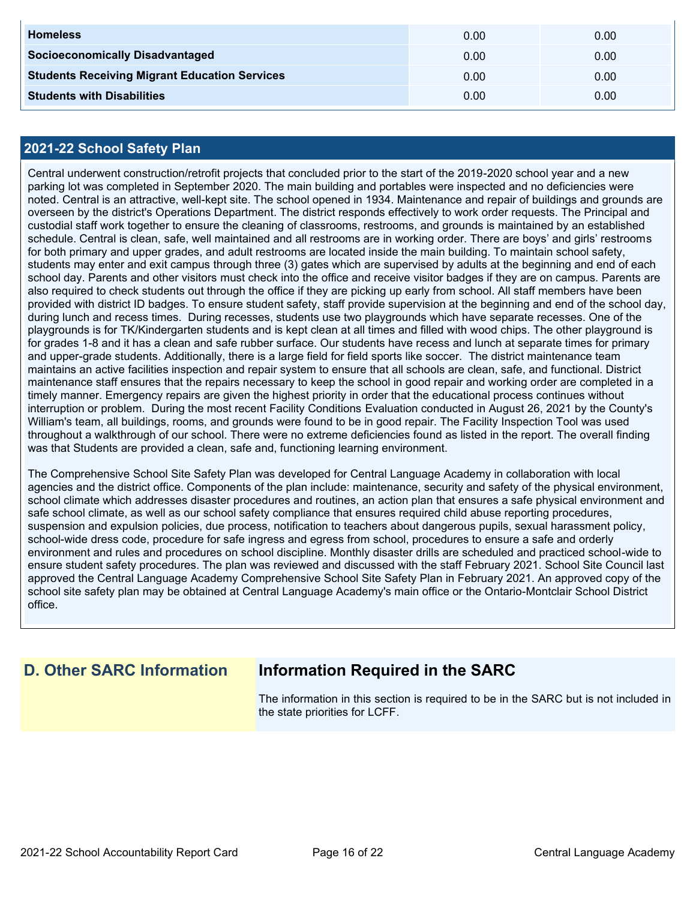| | | |
|---|---|---|
| **Homeless** | 0.00 | 0.00 |
| **Socioeconomically Disadvantaged** | 0.00 | 0.00 |
| **Students Receiving Migrant Education Services** | 0.00 | 0.00 |
| **Students with Disabilities** | 0.00 | 0.00 |

## 2021-22 School Safety Plan

Central underwent construction/retrofit projects that concluded prior to the start of the 2019-2020 school year and a new parking lot was completed in September 2020. The main building and portables were inspected and no deficiencies were noted. Central is an attractive, well-kept site. The school opened in 1934. Maintenance and repair of buildings and grounds are overseen by the district's Operations Department. The district responds effectively to work order requests. The Principal and custodial staff work together to ensure the cleaning of classrooms, restrooms, and grounds is maintained by an established schedule. Central is clean, safe, well maintained and all restrooms are in working order. There are boys' and girls' restrooms for both primary and upper grades, and adult restrooms are located inside the main building. To maintain school safety, students may enter and exit campus through three (3) gates which are supervised by adults at the beginning and end of each school day. Parents and other visitors must check into the office and receive visitor badges if they are on campus. Parents are also required to check students out through the office if they are picking up early from school. All staff members have been provided with district ID badges. To ensure student safety, staff provide supervision at the beginning and end of the school day, during lunch and recess times. During recesses, students use two playgrounds which have separate recesses. One of the playgrounds is for TK/Kindergarten students and is kept clean at all times and filled with wood chips. The other playground is for grades 1-8 and it has a clean and safe rubber surface. Our students have recess and lunch at separate times for primary and upper-grade students. Additionally, there is a large field for field sports like soccer. The district maintenance team maintains an active facilities inspection and repair system to ensure that all schools are clean, safe, and functional. District maintenance staff ensures that the repairs necessary to keep the school in good repair and working order are completed in a timely manner. Emergency repairs are given the highest priority in order that the educational process continues without interruption or problem. During the most recent Facility Conditions Evaluation conducted in August 26, 2021 by the County's William's team, all buildings, rooms, and grounds were found to be in good repair. The Facility Inspection Tool was used throughout a walkthrough of our school. There were no extreme deficiencies found as listed in the report. The overall finding was that Students are provided a clean, safe and, functioning learning environment.

The Comprehensive School Site Safety Plan was developed for Central Language Academy in collaboration with local agencies and the district office. Components of the plan include: maintenance, security and safety of the physical environment, school climate which addresses disaster procedures and routines, an action plan that ensures a safe physical environment and safe school climate, as well as our school safety compliance that ensures required child abuse reporting procedures, suspension and expulsion policies, due process, notification to teachers about dangerous pupils, sexual harassment policy, school-wide dress code, procedure for safe ingress and egress from school, procedures to ensure a safe and orderly environment and rules and procedures on school discipline. Monthly disaster drills are scheduled and practiced school-wide to ensure student safety procedures. The plan was reviewed and discussed with the staff February 2021. School Site Council last approved the Central Language Academy Comprehensive School Site Safety Plan in February 2021. An approved copy of the school site safety plan may be obtained at Central Language Academy's main office or the Ontario-Montclair School District office.

## D. Other SARC Information

## Information Required in the SARC

The information in this section is required to be in the SARC but is not included in the state priorities for LCFF.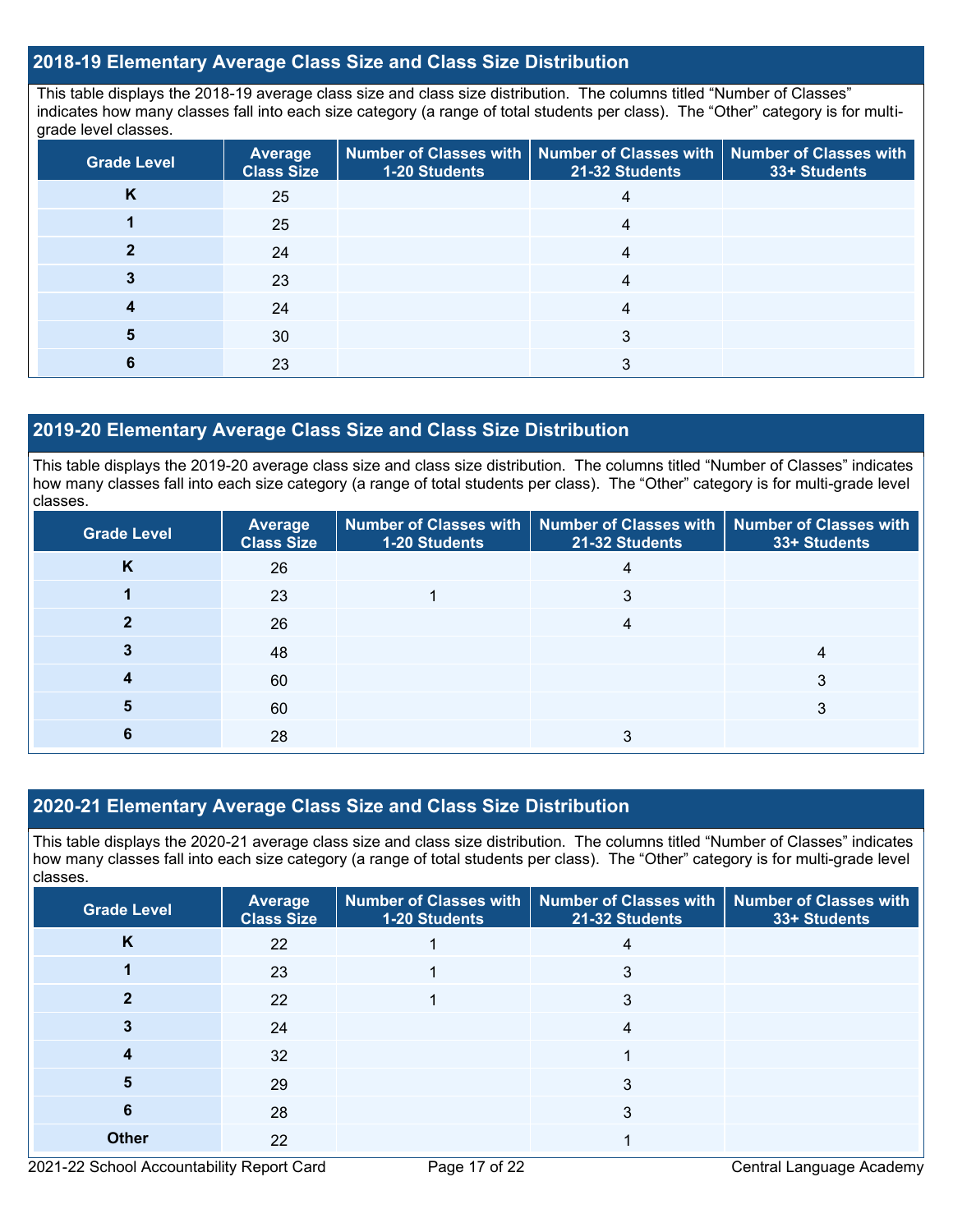## 2018-19 Elementary Average Class Size and Class Size Distribution

This table displays the 2018-19 average class size and class size distribution. The columns titled "Number of Classes" indicates how many classes fall into each size category (a range of total students per class). The "Other" category is for multi-grade level classes.

| Grade Level | Average Class Size | Number of Classes with 1-20 Students | Number of Classes with 21-32 Students | Number of Classes with 33+ Students |
|---|---|---|---|---|
| K | 25 | | 4 | |
| 1 | 25 | | 4 | |
| 2 | 24 | | 4 | |
| 3 | 23 | | 4 | |
| 4 | 24 | | 4 | |
| 5 | 30 | | 3 | |
| 6 | 23 | | 3 | |

## 2019-20 Elementary Average Class Size and Class Size Distribution

This table displays the 2019-20 average class size and class size distribution. The columns titled "Number of Classes" indicates how many classes fall into each size category (a range of total students per class). The "Other" category is for multi-grade level classes.

| Grade Level | Average Class Size | Number of Classes with 1-20 Students | Number of Classes with 21-32 Students | Number of Classes with 33+ Students |
|---|---|---|---|---|
| K | 26 | | 4 | |
| 1 | 23 | 1 | 3 | |
| 2 | 26 | | 4 | |
| 3 | 48 | | | 4 |
| 4 | 60 | | | 3 |
| 5 | 60 | | | 3 |
| 6 | 28 | | 3 | |

## 2020-21 Elementary Average Class Size and Class Size Distribution

This table displays the 2020-21 average class size and class size distribution. The columns titled "Number of Classes" indicates how many classes fall into each size category (a range of total students per class). The "Other" category is for multi-grade level classes.

| Grade Level | Average Class Size | Number of Classes with 1-20 Students | Number of Classes with 21-32 Students | Number of Classes with 33+ Students |
|---|---|---|---|---|
| K | 22 | 1 | 4 | |
| 1 | 23 | 1 | 3 | |
| 2 | 22 | 1 | 3 | |
| 3 | 24 | | 4 | |
| 4 | 32 | | 1 | |
| 5 | 29 | | 3 | |
| 6 | 28 | | 3 | |
| Other | 22 | | 1 | |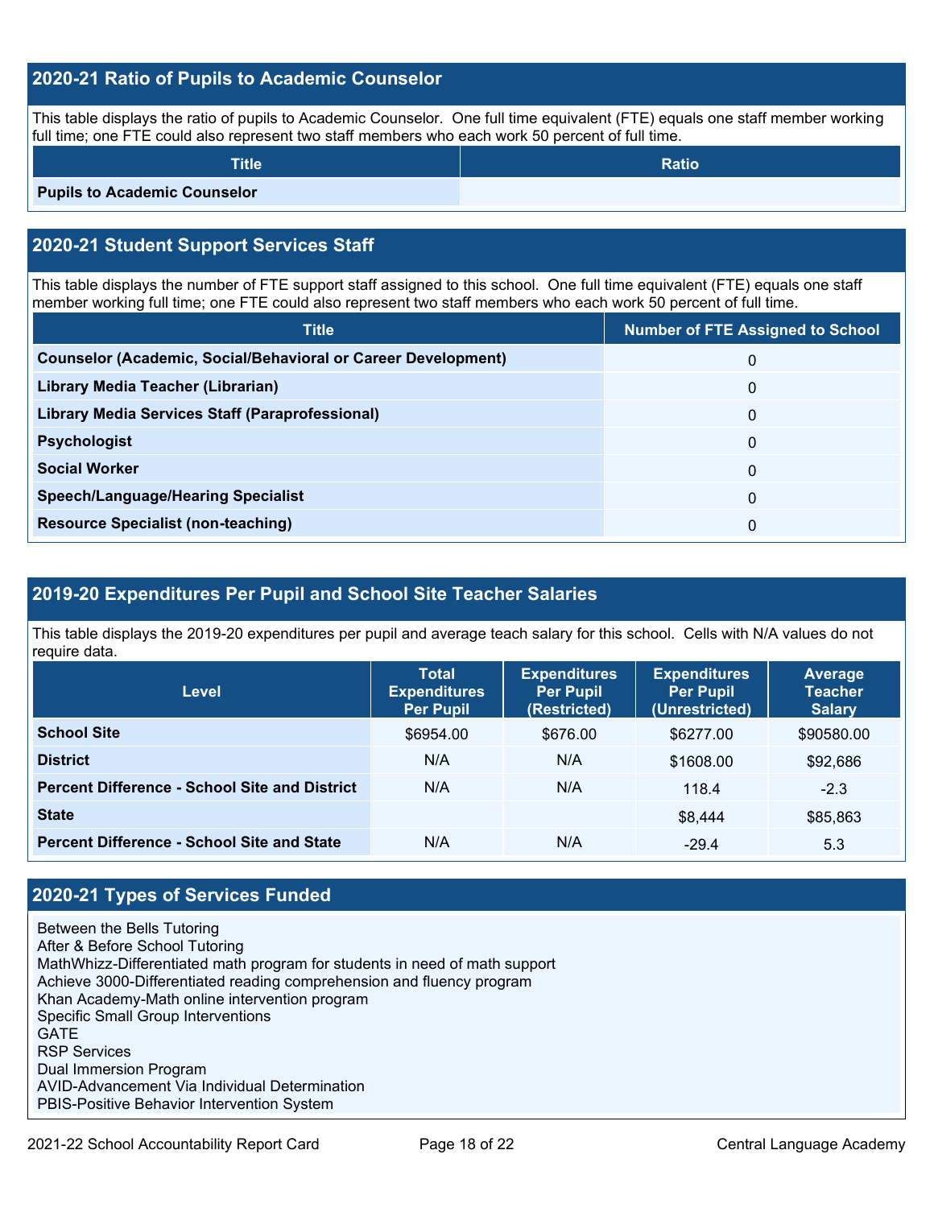## 2020-21 Ratio of Pupils to Academic Counselor

This table displays the ratio of pupils to Academic Counselor. One full time equivalent (FTE) equals one staff member working full time; one FTE could also represent two staff members who each work 50 percent of full time.

| Title | Ratio |
|---|---|
| **Pupils to Academic Counselor** | |

## 2020-21 Student Support Services Staff

This table displays the number of FTE support staff assigned to this school. One full time equivalent (FTE) equals one staff member working full time; one FTE could also represent two staff members who each work 50 percent of full time.

| Title | Number of FTE Assigned to School |
|---|---|
| **Counselor (Academic, Social/Behavioral or Career Development)** | 0 |
| **Library Media Teacher (Librarian)** | 0 |
| **Library Media Services Staff (Paraprofessional)** | 0 |
| **Psychologist** | 0 |
| **Social Worker** | 0 |
| **Speech/Language/Hearing Specialist** | 0 |
| **Resource Specialist (non-teaching)** | 0 |

## 2019-20 Expenditures Per Pupil and School Site Teacher Salaries

This table displays the 2019-20 expenditures per pupil and average teach salary for this school. Cells with N/A values do not require data.

| Level | Total Expenditures Per Pupil | Expenditures Per Pupil (Restricted) | Expenditures Per Pupil (Unrestricted) | Average Teacher Salary |
|---|---|---|---|---|
| **School Site** | $6954.00 | $676.00 | $6277.00 | $90580.00 |
| **District** | N/A | N/A | $1608.00 | $92,686 |
| **Percent Difference - School Site and District** | N/A | N/A | 118.4 | -2.3 |
| **State** | | | $8,444 | $85,863 |
| **Percent Difference - School Site and State** | N/A | N/A | -29.4 | 5.3 |

## 2020-21 Types of Services Funded

Between the Bells Tutoring
After & Before School Tutoring
MathWhizz-Differentiated math program for students in need of math support
Achieve 3000-Differentiated reading comprehension and fluency program
Khan Academy-Math online intervention program
Specific Small Group Interventions
GATE
RSP Services
Dual Immersion Program
AVID-Advancement Via Individual Determination
PBIS-Positive Behavior Intervention System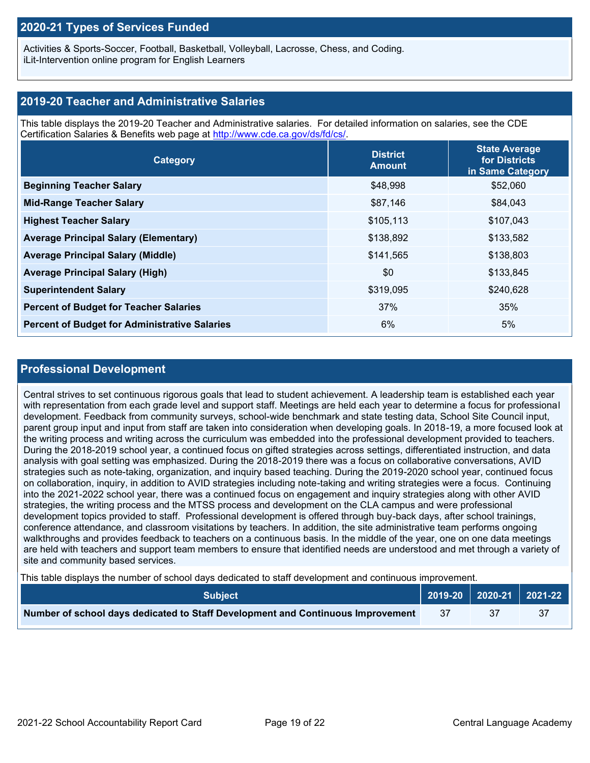## 2020-21 Types of Services Funded

Activities & Sports-Soccer, Football, Basketball, Volleyball, Lacrosse, Chess, and Coding.
iLit-Intervention online program for English Learners

## 2019-20 Teacher and Administrative Salaries

This table displays the 2019-20 Teacher and Administrative salaries. For detailed information on salaries, see the CDE Certification Salaries & Benefits web page at http://www.cde.ca.gov/ds/fd/cs/.

| Category | District Amount | State Average for Districts in Same Category |
|---|---|---|
| **Beginning Teacher Salary** | $48,998 | $52,060 |
| **Mid-Range Teacher Salary** | $87,146 | $84,043 |
| **Highest Teacher Salary** | $105,113 | $107,043 |
| **Average Principal Salary (Elementary)** | $138,892 | $133,582 |
| **Average Principal Salary (Middle)** | $141,565 | $138,803 |
| **Average Principal Salary (High)** | $0 | $133,845 |
| **Superintendent Salary** | $319,095 | $240,628 |
| **Percent of Budget for Teacher Salaries** | 37% | 35% |
| **Percent of Budget for Administrative Salaries** | 6% | 5% |

## Professional Development

Central strives to set continuous rigorous goals that lead to student achievement. A leadership team is established each year with representation from each grade level and support staff. Meetings are held each year to determine a focus for professional development. Feedback from community surveys, school-wide benchmark and state testing data, School Site Council input, parent group input and input from staff are taken into consideration when developing goals. In 2018-19, a more focused look at the writing process and writing across the curriculum was embedded into the professional development provided to teachers. During the 2018-2019 school year, a continued focus on gifted strategies across settings, differentiated instruction, and data analysis with goal setting was emphasized. During the 2018-2019 there was a focus on collaborative conversations, AVID strategies such as note-taking, organization, and inquiry based teaching. During the 2019-2020 school year, continued focus on collaboration, inquiry, in addition to AVID strategies including note-taking and writing strategies were a focus. Continuing into the 2021-2022 school year, there was a continued focus on engagement and inquiry strategies along with other AVID strategies, the writing process and the MTSS process and development on the CLA campus and were professional development topics provided to staff. Professional development is offered through buy-back days, after school trainings, conference attendance, and classroom visitations by teachers. In addition, the site administrative team performs ongoing walkthroughs and provides feedback to teachers on a continuous basis. In the middle of the year, one on one data meetings are held with teachers and support team members to ensure that identified needs are understood and met through a variety of site and community based services.

This table displays the number of school days dedicated to staff development and continuous improvement.

| Subject | 2019-20 | 2020-21 | 2021-22 |
|---|---|---|---|
| **Number of school days dedicated to Staff Development and Continuous Improvement** | 37 | 37 | 37 |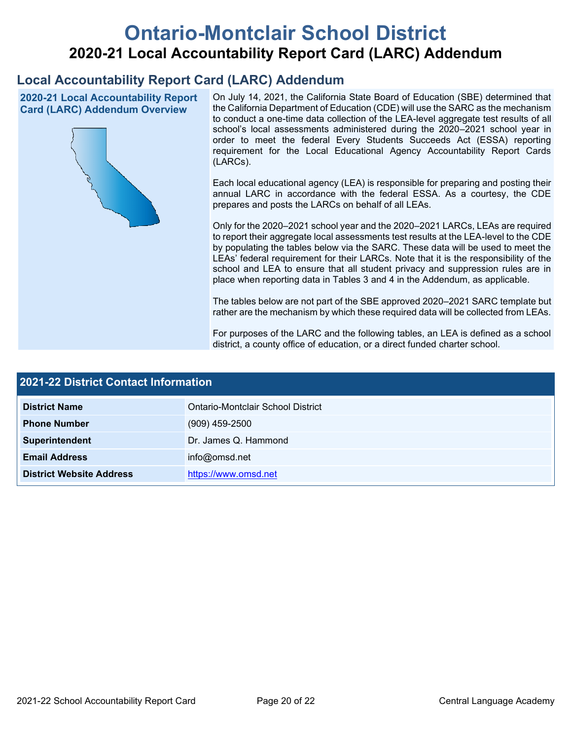# Ontario-Montclair School District

## 2020-21 Local Accountability Report Card (LARC) Addendum

## Local Accountability Report Card (LARC) Addendum

### 2020-21 Local Accountability Report Card (LARC) Addendum Overview

On July 14, 2021, the California State Board of Education (SBE) determined that the California Department of Education (CDE) will use the SARC as the mechanism to conduct a one-time data collection of the LEA-level aggregate test results of all school's local assessments administered during the 2020–2021 school year in order to meet the federal Every Students Succeeds Act (ESSA) reporting requirement for the Local Educational Agency Accountability Report Cards (LARCs).

Each local educational agency (LEA) is responsible for preparing and posting their annual LARC in accordance with the federal ESSA. As a courtesy, the CDE prepares and posts the LARCs on behalf of all LEAs.

Only for the 2020–2021 school year and the 2020–2021 LARCs, LEAs are required to report their aggregate local assessments test results at the LEA-level to the CDE by populating the tables below via the SARC. These data will be used to meet the LEAs' federal requirement for their LARCs. Note that it is the responsibility of the school and LEA to ensure that all student privacy and suppression rules are in place when reporting data in Tables 3 and 4 in the Addendum, as applicable.

The tables below are not part of the SBE approved 2020–2021 SARC template but rather are the mechanism by which these required data will be collected from LEAs.

For purposes of the LARC and the following tables, an LEA is defined as a school district, a county office of education, or a direct funded charter school.

### 2021-22 District Contact Information

| 2021-22 District Contact Information | |
|---|---|
| **District Name** | Ontario-Montclair School District |
| **Phone Number** | (909) 459-2500 |
| **Superintendent** | Dr. James Q. Hammond |
| **Email Address** | info@omsd.net |
| **District Website Address** | https://www.omsd.net |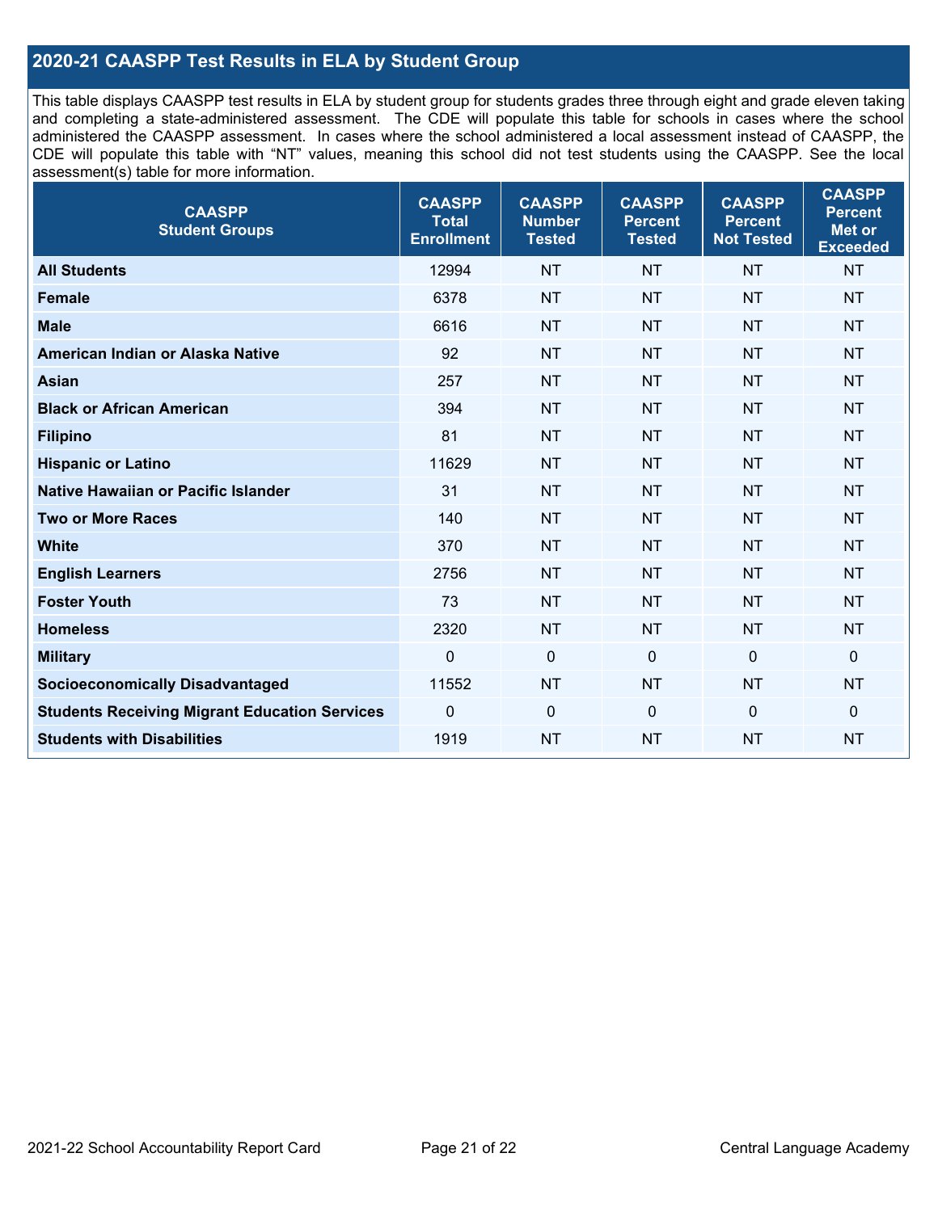## 2020-21 CAASPP Test Results in ELA by Student Group

This table displays CAASPP test results in ELA by student group for students grades three through eight and grade eleven taking and completing a state-administered assessment. The CDE will populate this table for schools in cases where the school administered the CAASPP assessment. In cases where the school administered a local assessment instead of CAASPP, the CDE will populate this table with "NT" values, meaning this school did not test students using the CAASPP. See the local assessment(s) table for more information.

| CAASPP Student Groups | CAASPP Total Enrollment | CAASPP Number Tested | CAASPP Percent Tested | CAASPP Percent Not Tested | CAASPP Percent Met or Exceeded |
|---|---|---|---|---|---|
| **All Students** | 12994 | NT | NT | NT | NT |
| **Female** | 6378 | NT | NT | NT | NT |
| **Male** | 6616 | NT | NT | NT | NT |
| **American Indian or Alaska Native** | 92 | NT | NT | NT | NT |
| **Asian** | 257 | NT | NT | NT | NT |
| **Black or African American** | 394 | NT | NT | NT | NT |
| **Filipino** | 81 | NT | NT | NT | NT |
| **Hispanic or Latino** | 11629 | NT | NT | NT | NT |
| **Native Hawaiian or Pacific Islander** | 31 | NT | NT | NT | NT |
| **Two or More Races** | 140 | NT | NT | NT | NT |
| **White** | 370 | NT | NT | NT | NT |
| **English Learners** | 2756 | NT | NT | NT | NT |
| **Foster Youth** | 73 | NT | NT | NT | NT |
| **Homeless** | 2320 | NT | NT | NT | NT |
| **Military** | 0 | 0 | 0 | 0 | 0 |
| **Socioeconomically Disadvantaged** | 11552 | NT | NT | NT | NT |
| **Students Receiving Migrant Education Services** | 0 | 0 | 0 | 0 | 0 |
| **Students with Disabilities** | 1919 | NT | NT | NT | NT |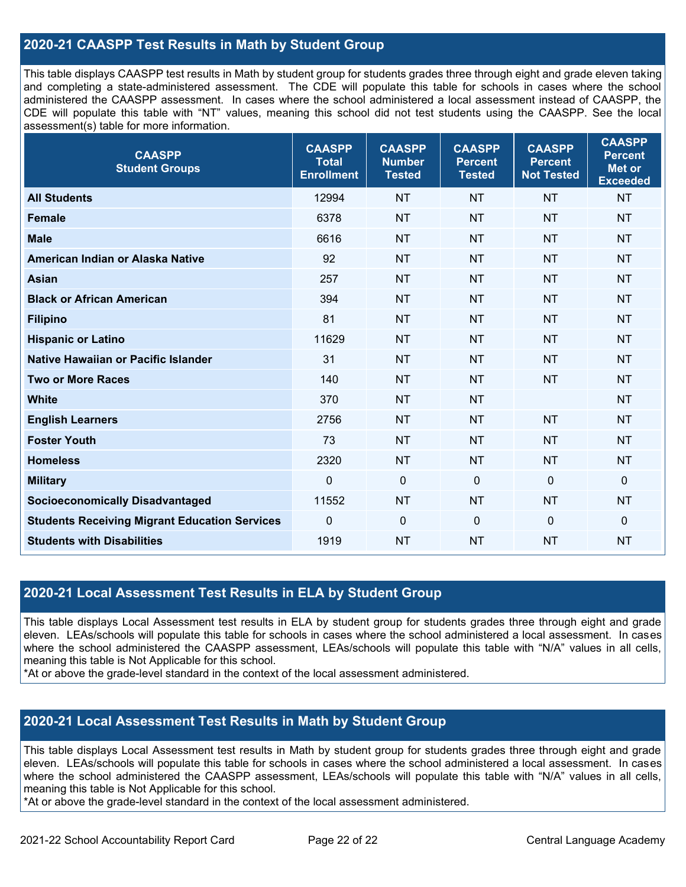## 2020-21 CAASPP Test Results in Math by Student Group

This table displays CAASPP test results in Math by student group for students grades three through eight and grade eleven taking and completing a state-administered assessment. The CDE will populate this table for schools in cases where the school administered the CAASPP assessment. In cases where the school administered a local assessment instead of CAASPP, the CDE will populate this table with "NT" values, meaning this school did not test students using the CAASPP. See the local assessment(s) table for more information.

| CAASPP Student Groups | CAASPP Total Enrollment | CAASPP Number Tested | CAASPP Percent Tested | CAASPP Percent Not Tested | CAASPP Percent Met or Exceeded |
|---|---|---|---|---|---|
| **All Students** | 12994 | NT | NT | NT | NT |
| **Female** | 6378 | NT | NT | NT | NT |
| **Male** | 6616 | NT | NT | NT | NT |
| **American Indian or Alaska Native** | 92 | NT | NT | NT | NT |
| **Asian** | 257 | NT | NT | NT | NT |
| **Black or African American** | 394 | NT | NT | NT | NT |
| **Filipino** | 81 | NT | NT | NT | NT |
| **Hispanic or Latino** | 11629 | NT | NT | NT | NT |
| **Native Hawaiian or Pacific Islander** | 31 | NT | NT | NT | NT |
| **Two or More Races** | 140 | NT | NT | NT | NT |
| **White** | 370 | NT | NT | | NT |
| **English Learners** | 2756 | NT | NT | NT | NT |
| **Foster Youth** | 73 | NT | NT | NT | NT |
| **Homeless** | 2320 | NT | NT | NT | NT |
| **Military** | 0 | 0 | 0 | 0 | 0 |
| **Socioeconomically Disadvantaged** | 11552 | NT | NT | NT | NT |
| **Students Receiving Migrant Education Services** | 0 | 0 | 0 | 0 | 0 |
| **Students with Disabilities** | 1919 | NT | NT | NT | NT |

## 2020-21 Local Assessment Test Results in ELA by Student Group

This table displays Local Assessment test results in ELA by student group for students grades three through eight and grade eleven. LEAs/schools will populate this table for schools in cases where the school administered a local assessment. In cases where the school administered the CAASPP assessment, LEAs/schools will populate this table with "N/A" values in all cells, meaning this table is Not Applicable for this school.

*At or above the grade-level standard in the context of the local assessment administered.

## 2020-21 Local Assessment Test Results in Math by Student Group

This table displays Local Assessment test results in Math by student group for students grades three through eight and grade eleven. LEAs/schools will populate this table for schools in cases where the school administered a local assessment. In cases where the school administered the CAASPP assessment, LEAs/schools will populate this table with "N/A" values in all cells, meaning this table is Not Applicable for this school.

*At or above the grade-level standard in the context of the local assessment administered.